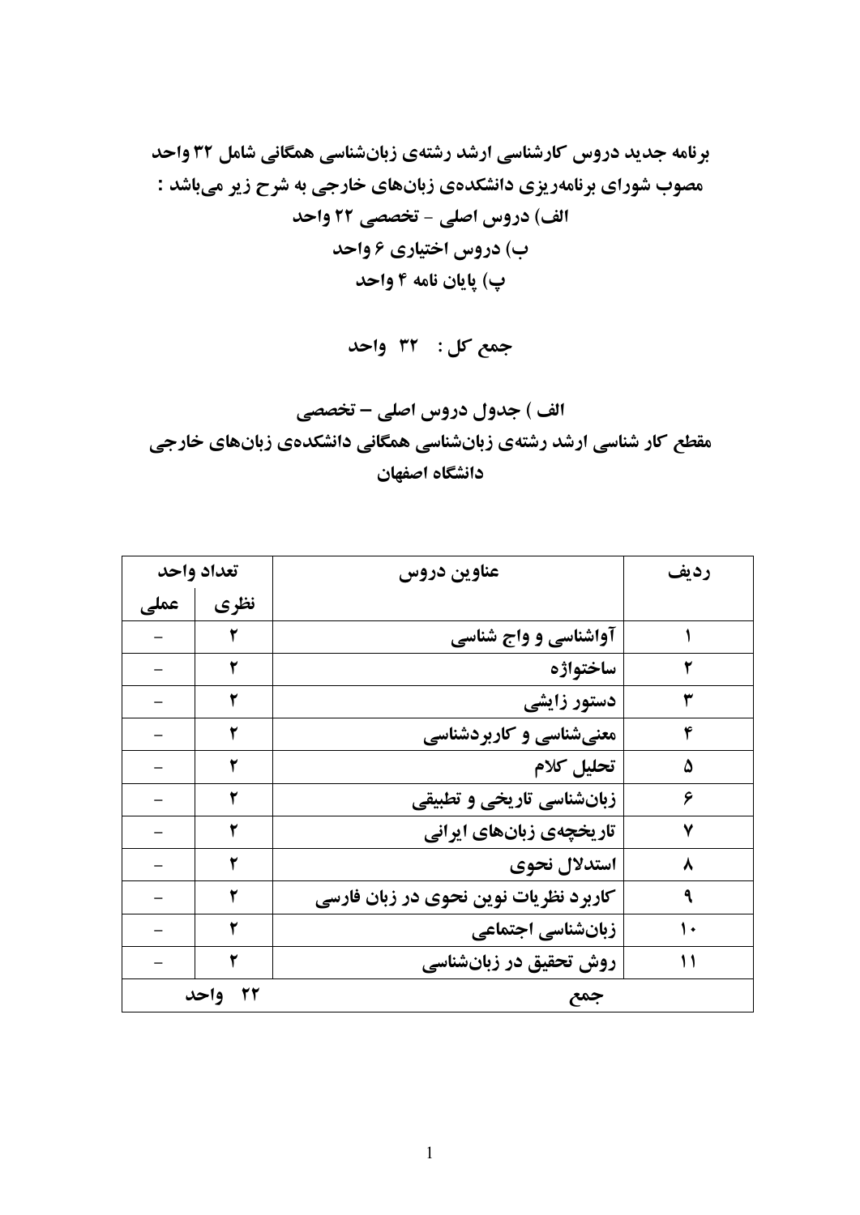**برنامه جدید دروس کارشناسی ارشد رشته‌ی زبان‌شناسی همگانی شامل ۳۲ واحد مصوب شورای برنامه‌ریزی دانشکده‌ی زبان‌های خارجی به شرح زیر می‌باشد :**

**الف) دروس اصلی - تخصصی ۲۲ واحد**

**ب) دروس اختیاری ۶ واحد**

**پ) پایان نامه ۴ واحد**

**جمع کل : ۳۲ واحد**

## الف ) جدول دروس اصلی – تخصصی

## مقطع کار شناسی ارشد رشته‌ی زبان‌شناسی همگانی دانشکده‌ی زبان‌های خارجی دانشگاه اصفهان

| ردیف | عناوین دروس | تعداد واحد | |
|---|---|---|---|
| | | نظری | عملی |
| ۱ | آواشناسی و واج شناسی | ۲ | – |
| ۲ | ساختواژه | ۲ | – |
| ۳ | دستور زایشی | ۲ | – |
| ۴ | معنی‌شناسی و کاربردشناسی | ۲ | – |
| ۵ | تحلیل کلام | ۲ | – |
| ۶ | زبان‌شناسی تاریخی و تطبیقی | ۲ | – |
| ۷ | تاریخچه‌ی زبان‌های ایرانی | ۲ | – |
| ۸ | استدلال نحوی | ۲ | – |
| ۹ | کاربرد نظریات نوین نحوی در زبان فارسی | ۲ | – |
| ۱۰ | زبان‌شناسی اجتماعی | ۲ | – |
| ۱۱ | روش تحقیق در زبان‌شناسی | ۲ | – |
| | جمع | ۲۲ واحد | |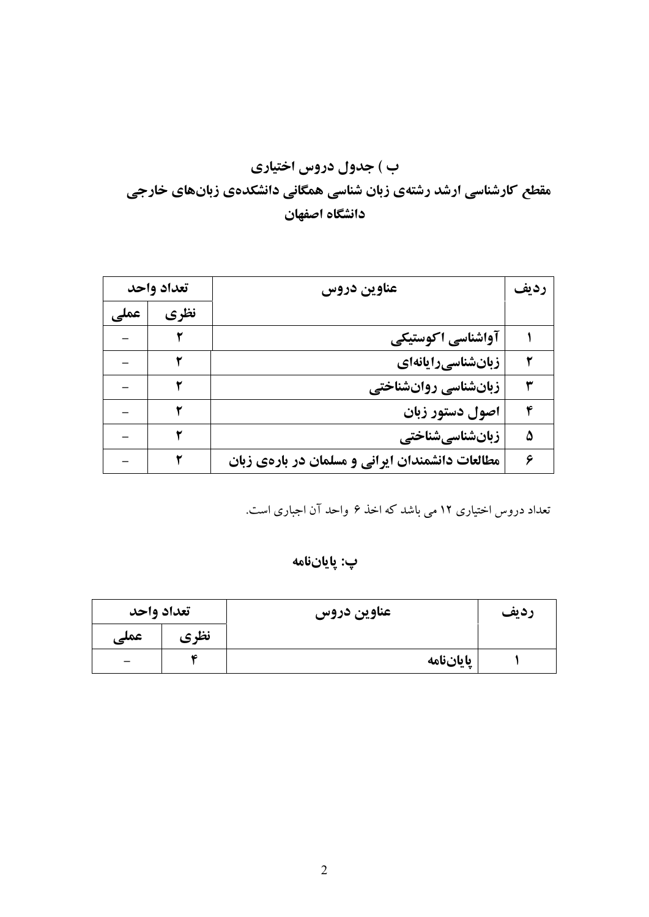## ب ) جدول دروس اختیاری
## مقطع کارشناسی ارشد رشته‌ی زبان شناسی همگانی دانشکده‌ی زبان‌های خارجی
## دانشگاه اصفهان

| ردیف | عناوین دروس | تعداد واحد | |
|---|---|---|---|
| | | نظری | عملی |
| ۱ | آواشناسی اکوستیکی | ۲ | – |
| ۲ | زبان‌شناسی‌رایانه‌ای | ۲ | – |
| ۳ | زبان‌شناسی روان‌شناختی | ۲ | – |
| ۴ | اصول دستور زبان | ۲ | – |
| ۵ | زبان‌شناسی‌شناختی | ۲ | – |
| ۶ | مطالعات دانشمندان ایرانی و مسلمان در باره‌ی زبان | ۲ | – |

تعداد دروس اختیاری ۱۲ می باشد که اخذ ۶ واحد آن اجباری است.

## پ: پایان‌نامه

| ردیف | عناوین دروس | تعداد واحد | |
|---|---|---|---|
| | | نظری | عملی |
| ۱ | پایان‌نامه | ۴ | – |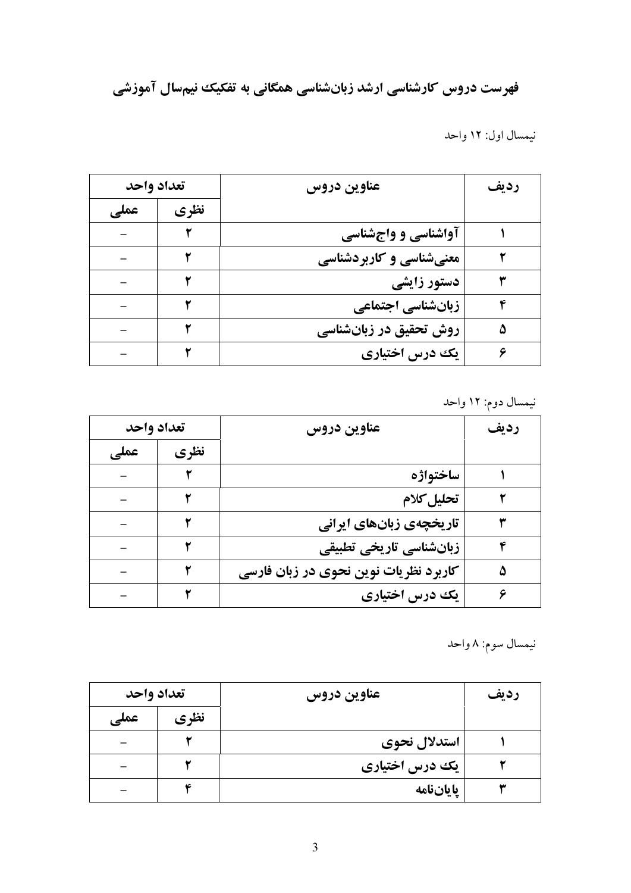## فهرست دروس کارشناسی ارشد زبان‌شناسی همگانی به تفکیک نیم‌سال آموزشی

نیمسال اول: ۱۲ واحد

| ردیف | عناوین دروس | تعداد واحد | |
|---|---|---|---|
| | | نظری | عملی |
| ۱ | آواشناسی و واج‌شناسی | ۲ | – |
| ۲ | معنی‌شناسی و کاربردشناسی | ۲ | – |
| ۳ | دستور زایشی | ۲ | – |
| ۴ | زبان‌شناسی اجتماعی | ۲ | – |
| ۵ | روش تحقیق در زبان‌شناسی | ۲ | – |
| ۶ | یک درس اختیاری | ۲ | – |

نیمسال دوم: ۱۲ واحد

| ردیف | عناوین دروس | تعداد واحد | |
|---|---|---|---|
| | | نظری | عملی |
| ۱ | ساختواژه | ۲ | – |
| ۲ | تحلیل کلام | ۲ | – |
| ۳ | تاریخچه‌ی زبان‌های ایرانی | ۲ | – |
| ۴ | زبان‌شناسی تاریخی تطبیقی | ۲ | – |
| ۵ | کاربرد نظریات نوین نحوی در زبان فارسی | ۲ | – |
| ۶ | یک درس اختیاری | ۲ | – |

نیمسال سوم: ۸ واحد

| ردیف | عناوین دروس | تعداد واحد | |
|---|---|---|---|
| | | نظری | عملی |
| ۱ | استدلال نحوی | ۲ | – |
| ۲ | یک درس اختیاری | ۲ | – |
| ۳ | پایان‌نامه | ۴ | – |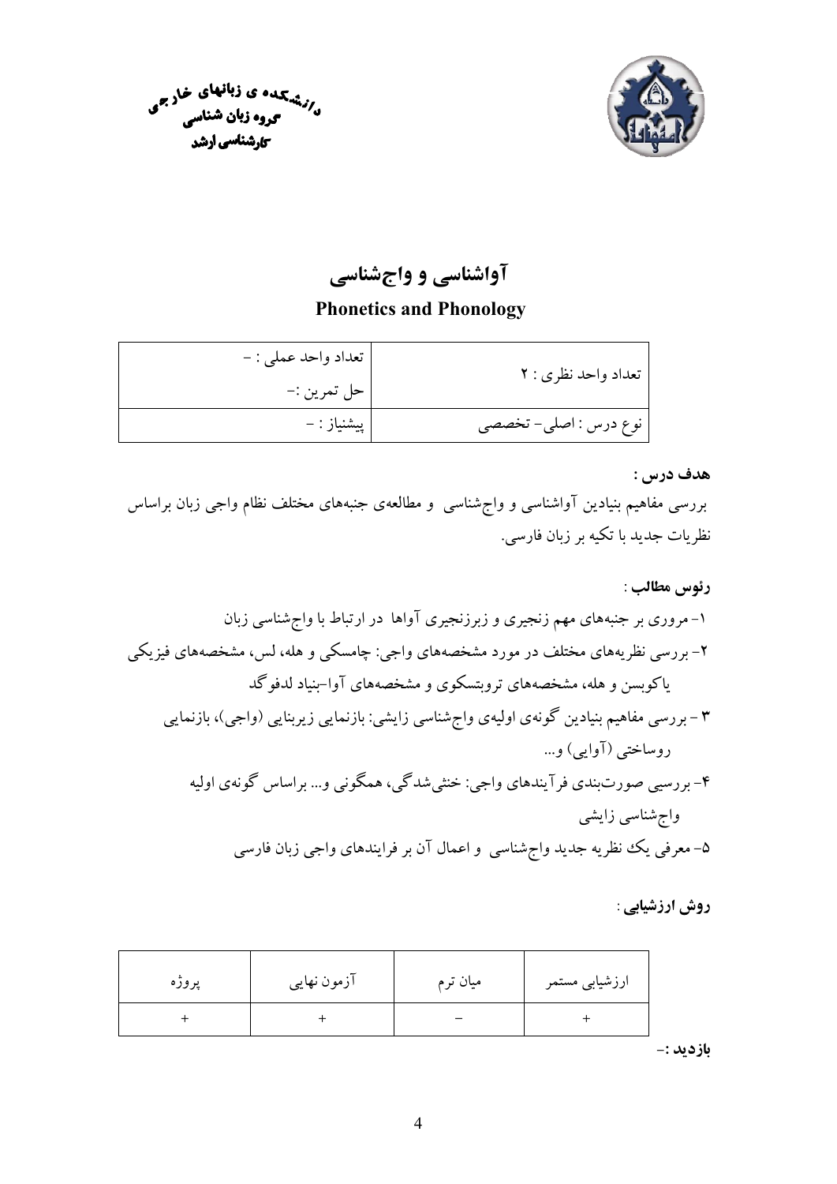دانشکده ی زبانهای خارجی
گروه زبان شناسی
کارشناسی ارشد

# آواشناسی و واج‌شناسی

## Phonetics and Phonology

| تعداد واحد نظری : ۲ | تعداد واحد عملی : – <br> حل تمرین :– |
|---|---|
| نوع درس : اصلی- تخصصی | پیشنیاز : – |

**هدف درس :**

بررسی مفاهیم بنیادین آواشناسی و واج‌شناسی و مطالعه‌ی جنبه‌های مختلف نظام واجی زبان براساس نظریات جدید با تکیه بر زبان فارسی.

**رئوس مطالب :**

۱- مروری بر جنبه‌های مهم زنجیری و زبرزنجیری آواها در ارتباط با واج‌شناسی زبان

۲- بررسی نظریه‌های مختلف در مورد مشخصه‌های واجی: چامسکی و هله، لس، مشخصه‌های فیزیکی یاکوبسن و هله، مشخصه‌های تروبتسکوی و مشخصه‌های آوا–بنیاد لدفوگد

۳ - بررسی مفاهیم بنیادین گونه‌ی اولیه‌ی واج‌شناسی زایشی: بازنمایی زیربنایی (واجی)، بازنمایی روساختی (آوایی) و...

۴- بررسی صورت‌بندی فرآیندهای واجی: خنثی‌شدگی، همگونی و... براساس گونه‌ی اولیه واج‌شناسی زایشی

۵- معرفی یک نظریه جدید واج‌شناسی و اعمال آن بر فرایندهای واجی زبان فارسی

**روش ارزشیابی :**

| ارزشیابی مستمر | میان ترم | آزمون نهایی | پروژه |
|---|---|---|---|
| + | – | + | + |

**بازدید :–**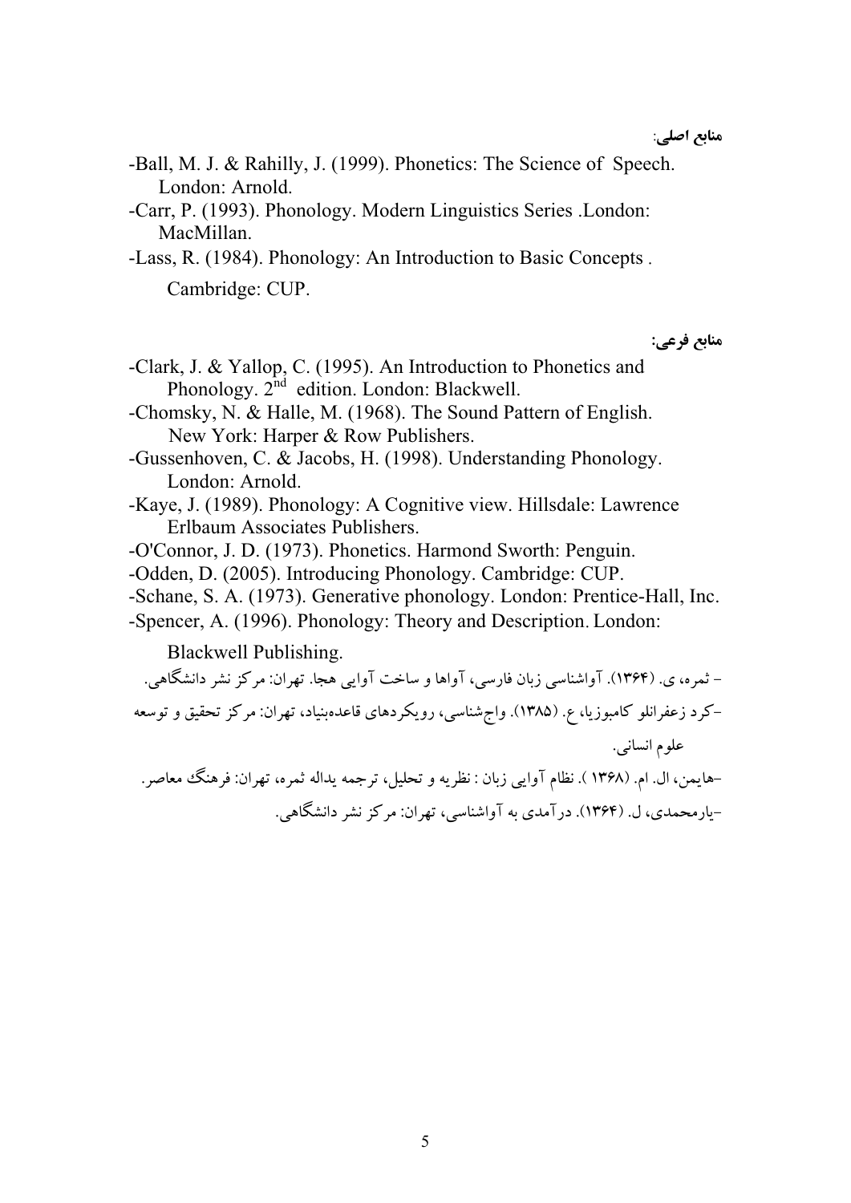**منابع اصلی**:

-Ball, M. J. & Rahilly, J. (1999). Phonetics: The Science of Speech. London: Arnold.

-Carr, P. (1993). Phonology. Modern Linguistics Series .London: MacMillan.

-Lass, R. (1984). Phonology: An Introduction to Basic Concepts . Cambridge: CUP.

**منابع فرعی:**

-Clark, J. & Yallop, C. (1995). An Introduction to Phonetics and Phonology. 2nd edition. London: Blackwell.

-Chomsky, N. & Halle, M. (1968). The Sound Pattern of English. New York: Harper & Row Publishers.

-Gussenhoven, C. & Jacobs, H. (1998). Understanding Phonology. London: Arnold.

-Kaye, J. (1989). Phonology: A Cognitive view. Hillsdale: Lawrence Erlbaum Associates Publishers.

-O'Connor, J. D. (1973). Phonetics. Harmond Sworth: Penguin.

-Odden, D. (2005). Introducing Phonology. Cambridge: CUP.

-Schane, S. A. (1973). Generative phonology. London: Prentice-Hall, Inc.

-Spencer, A. (1996). Phonology: Theory and Description. London: Blackwell Publishing.

- ثمره، ی. (۱۳۶۴). آواشناسی زبان فارسی، آواها و ساخت آوایی هجا. تهران: مرکز نشر دانشگاهی.

-کرد زعفرانلو کامبوزیا، ع. (۱۳۸۵). واج‌شناسی، رویکردهای قاعده‌بنیاد، تهران: مرکز تحقیق و توسعه علوم انسانی.

-هایمن، ال. ام. (۱۳۶۸ ). نظام آوایی زبان : نظریه و تحلیل، ترجمه یداله ثمره، تهران: فرهنگ معاصر.

-یارمحمدی، ل. (۱۳۶۴). درآمدی به آواشناسی، تهران: مرکز نشر دانشگاهی.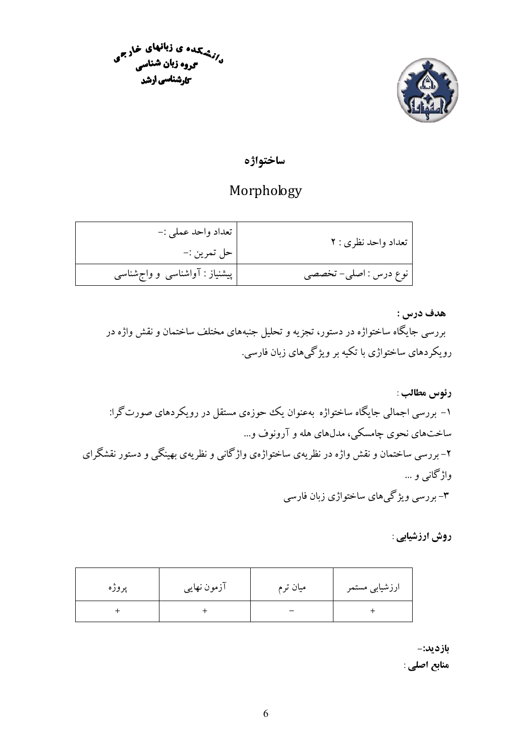دانشکده ی زبانهای خارجی
گروه زبان شناسی
کارشناسی ارشد

## ساختواژه

## Morphology

| تعداد واحد نظری : ۲ | تعداد واحد عملی :- حل تمرین :- |
|---|---|
| نوع درس : اصلی- تخصصی | پیشنیاز : آواشناسی و واج‌شناسی |

**هدف درس :**

بررسی جایگاه ساختواژه در دستور، تجزیه و تحلیل جنبه‌های مختلف ساختمان و نقش واژه در رویکردهای ساختواژی با تکیه بر ویژگی‌های زبان فارسی.

**رئوس مطالب :**

۱- بررسی اجمالی جایگاه ساختواژه به‌عنوان یک حوزه‌ی مستقل در رویکردهای صورت‌گرا: ساخت‌های نحوی چامسکی، مدل‌های هله و آرونوف و...

۲- بررسی ساختمان و نقش واژه در نظریه‌ی ساختواژه‌ی واژگانی و نظریه‌ی بهینگی و دستور نقشگرای واژگانی و ...

۳- بررسی ویژگی‌های ساختواژی زبان فارسی

**روش ارزشیابی :**

| ارزشیابی مستمر | میان ترم | آزمون نهایی | پروژه |
|---|---|---|---|
| + | − | + | + |

**بازدید:-**

**منابع اصلی :**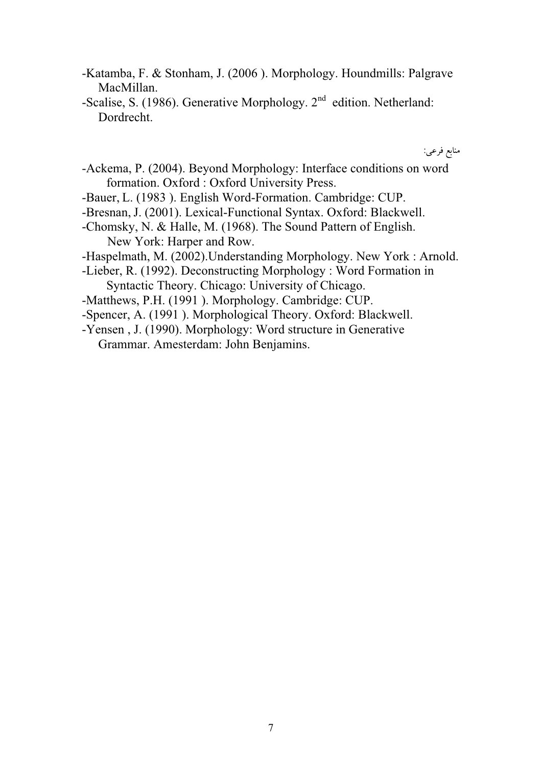-Katamba, F. & Stonham, J. (2006 ). Morphology. Houndmills: Palgrave MacMillan.

-Scalise, S. (1986). Generative Morphology. 2nd edition. Netherland: Dordrecht.

منابع فرعی:

-Ackema, P. (2004). Beyond Morphology: Interface conditions on word formation. Oxford : Oxford University Press.

-Bauer, L. (1983 ). English Word-Formation. Cambridge: CUP.

-Bresnan, J. (2001). Lexical-Functional Syntax. Oxford: Blackwell.

-Chomsky, N. & Halle, M. (1968). The Sound Pattern of English. New York: Harper and Row.

-Haspelmath, M. (2002).Understanding Morphology. New York : Arnold.

-Lieber, R. (1992). Deconstructing Morphology : Word Formation in Syntactic Theory. Chicago: University of Chicago.

-Matthews, P.H. (1991 ). Morphology. Cambridge: CUP.

-Spencer, A. (1991 ). Morphological Theory. Oxford: Blackwell.

-Yensen , J. (1990). Morphology: Word structure in Generative Grammar. Amesterdam: John Benjamins.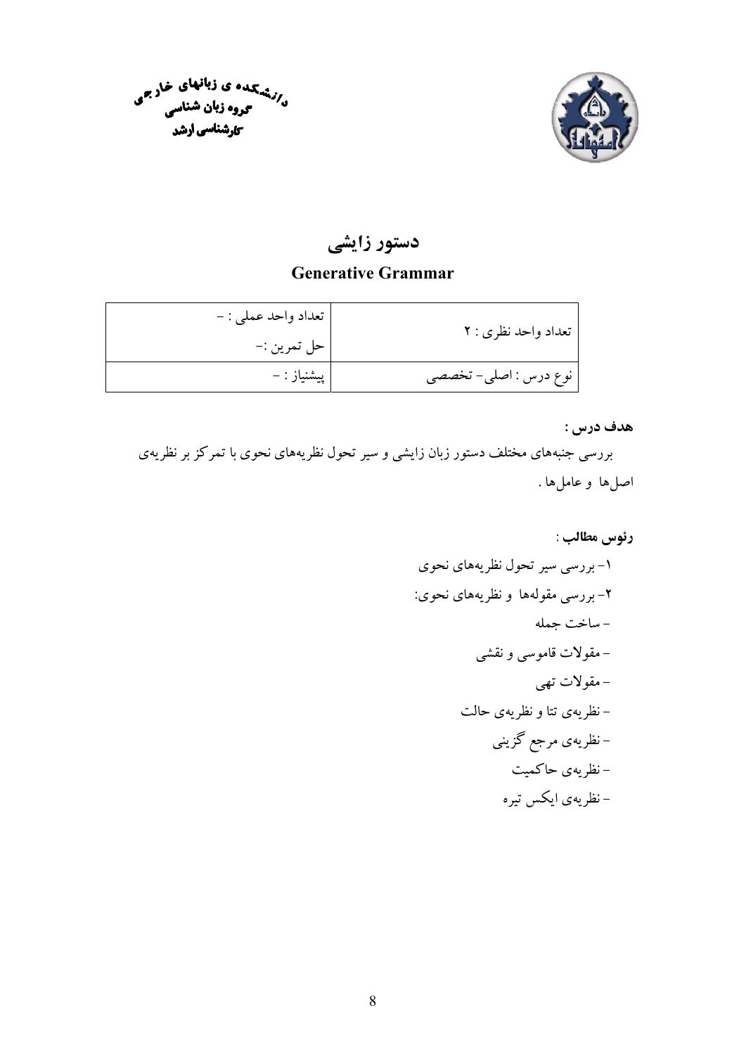دانشکده ی زبانهای خارجی
گروه زبان شناسی
کارشناسی ارشد

# دستور زایشی

## Generative Grammar

| تعداد واحد نظری : ۲ | تعداد واحد عملی : – <br> حل تمرین :– |
|---|---|
| نوع درس : اصلی– تخصصی | پیشنیاز : – |

**هدف درس :**

بررسی جنبه‌های مختلف دستور زبان زایشی و سیر تحول نظریه‌های نحوی با تمرکز بر نظریه‌ی اصل‌ها و عامل‌ها .

**رئوس مطالب** :

۱- بررسی سیر تحول نظریه‌های نحوی

۲- بررسی مقوله‌ها و نظریه‌های نحوی:

- ساخت جمله
- مقولات قاموسی و نقشی
- مقولات تهی
- نظریه‌ی تتا و نظریه‌ی حالت
- نظریه‌ی مرجع گزینی
- نظریه‌ی حاکمیت
- نظریه‌ی ایکس تیره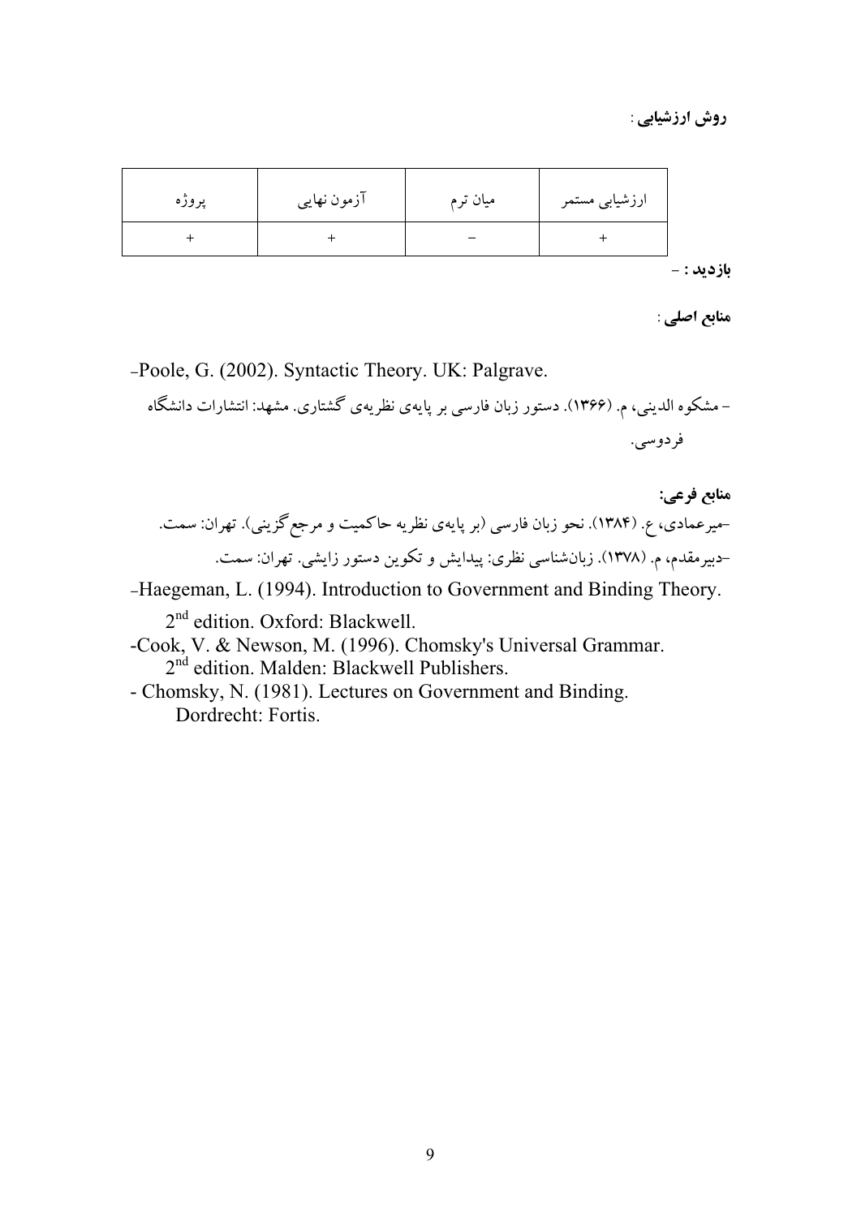**روش ارزشیابی**:

| ارزشیابی مستمر | میان ترم | آزمون نهایی | پروژه |
|---|---|---|---|
| + | − | + | + |

**بازدید** : -

**منابع اصلی**:

-Poole, G. (2002). Syntactic Theory. UK: Palgrave.

- مشکوه الدینی، م. (۱۳۶۶). دستور زبان فارسی بر پایه‌ی نظریه‌ی گشتاری. مشهد: انتشارات دانشگاه فردوسی.

**منابع فرعی:**

-میرعمادی، ع. (۱۳۸۴). نحو زبان فارسی (بر پایه‌ی نظریه حاکمیت و مرجع گزینی). تهران: سمت.

-دبیرمقدم، م. (۱۳۷۸). زبان‌شناسی نظری: پیدایش و تکوین دستور زایشی. تهران: سمت.

-Haegeman, L. (1994). Introduction to Government and Binding Theory. 2nd edition. Oxford: Blackwell.

-Cook, V. & Newson, M. (1996). Chomsky's Universal Grammar. 2nd edition. Malden: Blackwell Publishers.

- Chomsky, N. (1981). Lectures on Government and Binding. Dordrecht: Fortis.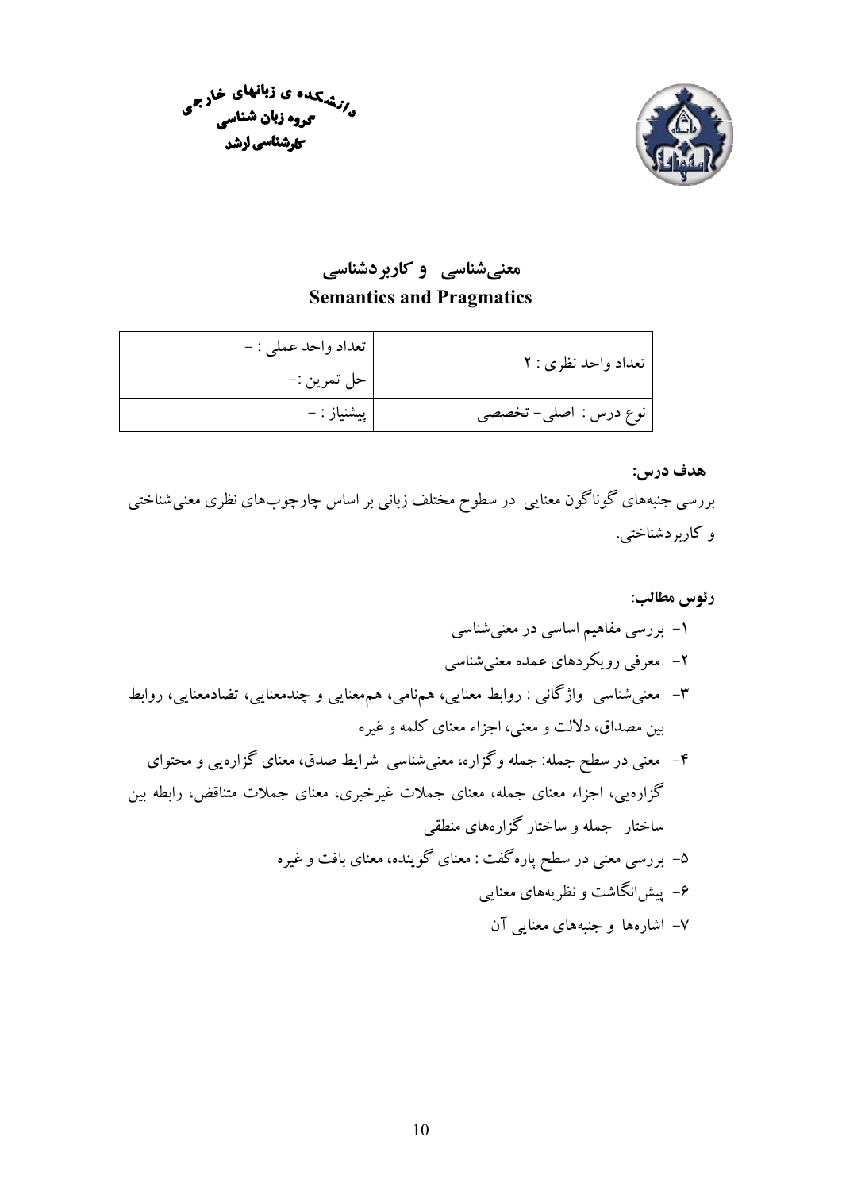دانشکده ی زبانهای خارجی
گروه زبان شناسی
کارشناسی ارشد

# معنی‌شناسی و کاربردشناسی
# Semantics and Pragmatics

| تعداد واحد نظری : ۲ | تعداد واحد عملی : - <br> حل تمرین :- |
|---|---|
| نوع درس : اصلی- تخصصی | پیشنیاز : - |

**هدف درس:**

بررسی جنبه‌های گوناگون معنایی در سطوح مختلف زبانی بر اساس چارچوب‌های نظری معنی‌شناختی و کاربردشناختی.

**رئوس مطالب:**

۱- بررسی مفاهیم اساسی در معنی‌شناسی

۲- معرفی رویکردهای عمده معنی‌شناسی

۳- معنی‌شناسی واژگانی : روابط معنایی، هم‌نامی، هم‌معنایی و چندمعنایی، تضادمعنایی، روابط بین مصداق، دلالت و معنی، اجزاء معنای کلمه و غیره

۴- معنی در سطح جمله: جمله وگزاره، معنی‌شناسی شرایط صدق، معنای گزاره‌یی و محتوای گزاره‌یی، اجزاء معنای جمله، معنای جملات غیرخبری، معنای جملات متناقض، رابطه بین ساختار جمله و ساختار گزاره‌های منطقی

۵- بررسی معنی در سطح پاره‌گفت : معنای گوینده، معنای بافت و غیره

۶- پیش‌انگاشت و نظریه‌های معنایی

۷- اشاره‌ها و جنبه‌های معنایی آن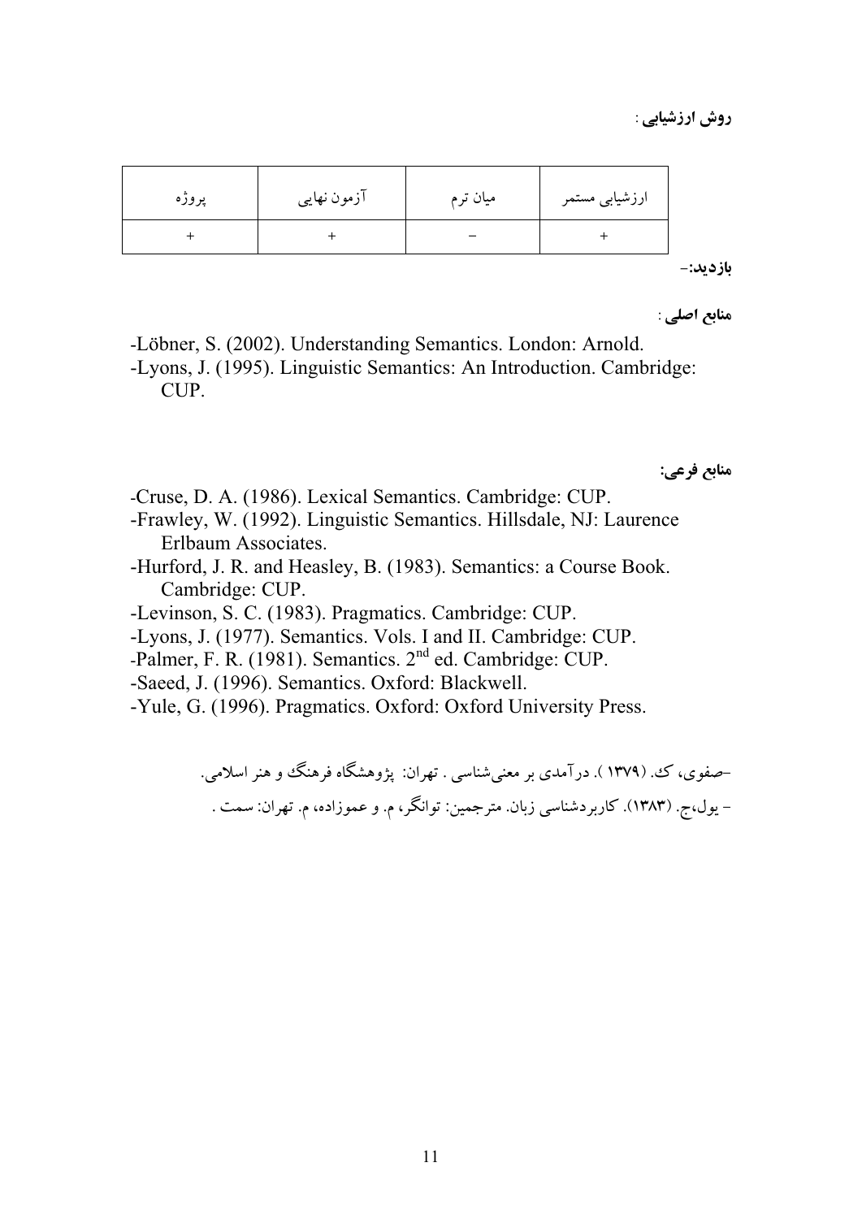**روش ارزشیابی** :

| ارزشیابی مستمر | میان ترم | آزمون نهایی | پروژه |
|---|---|---|---|
| + | – | + | + |

**بازدید:**-

**منابع اصلی** :

-Löbner, S. (2002). Understanding Semantics. London: Arnold.
-Lyons, J. (1995). Linguistic Semantics: An Introduction. Cambridge: CUP.

**منابع فرعی:**

-Cruse, D. A. (1986). Lexical Semantics. Cambridge: CUP.
-Frawley, W. (1992). Linguistic Semantics. Hillsdale, NJ: Laurence Erlbaum Associates.
-Hurford, J. R. and Heasley, B. (1983). Semantics: a Course Book. Cambridge: CUP.
-Levinson, S. C. (1983). Pragmatics. Cambridge: CUP.
-Lyons, J. (1977). Semantics. Vols. I and II. Cambridge: CUP.
-Palmer, F. R. (1981). Semantics. 2nd ed. Cambridge: CUP.
-Saeed, J. (1996). Semantics. Oxford: Blackwell.
-Yule, G. (1996). Pragmatics. Oxford: Oxford University Press.

-صفوی، ک. (۱۳۷۹ ). درآمدی بر معنی‌شناسی . تهران: پژوهشگاه فرهنگ و هنر اسلامی.
- یول،ج. (۱۳۸۳). کاربردشناسی زبان. مترجمین: توانگر، م. و عموزاده، م. تهران: سمت .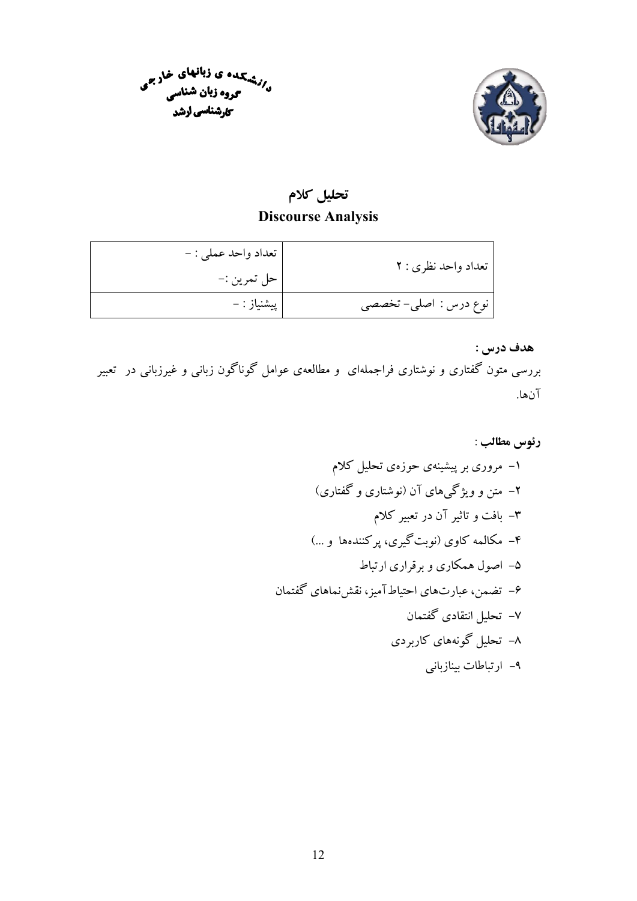دانشکده ی زبانهای خارجی
گروه زبان شناسی
کارشناسی ارشد

# تحلیل کلام
# Discourse Analysis

| تعداد واحد نظری : ۲ | تعداد واحد عملی : –<br>حل تمرین :– |
|---|---|
| نوع درس : اصلی– تخصصی | پیشنیاز : – |

**هدف درس :**

بررسی متون گفتاری و نوشتاری فراجمله‌ای و مطالعه‌ی عوامل گوناگون زبانی و غیرزبانی در تعبیر آن‌ها.

**رئوس مطالب :**

۱- مروری بر پیشینه‌ی حوزه‌ی تحلیل کلام
۲- متن و ویژگی‌های آن (نوشتاری و گفتاری)
۳- بافت و تاثیر آن در تعبیر کلام
۴- مکالمه کاوی (نوبت‌گیری، پرکننده‌ها و ...)
۵- اصول همکاری و برقراری ارتباط
۶- تضمن، عبارت‌های احتیاط‌آمیز، نقش‌نماهای گفتمان
۷- تحلیل انتقادی گفتمان
۸- تحلیل گونه‌های کاربردی
۹- ارتباطات بینازبانی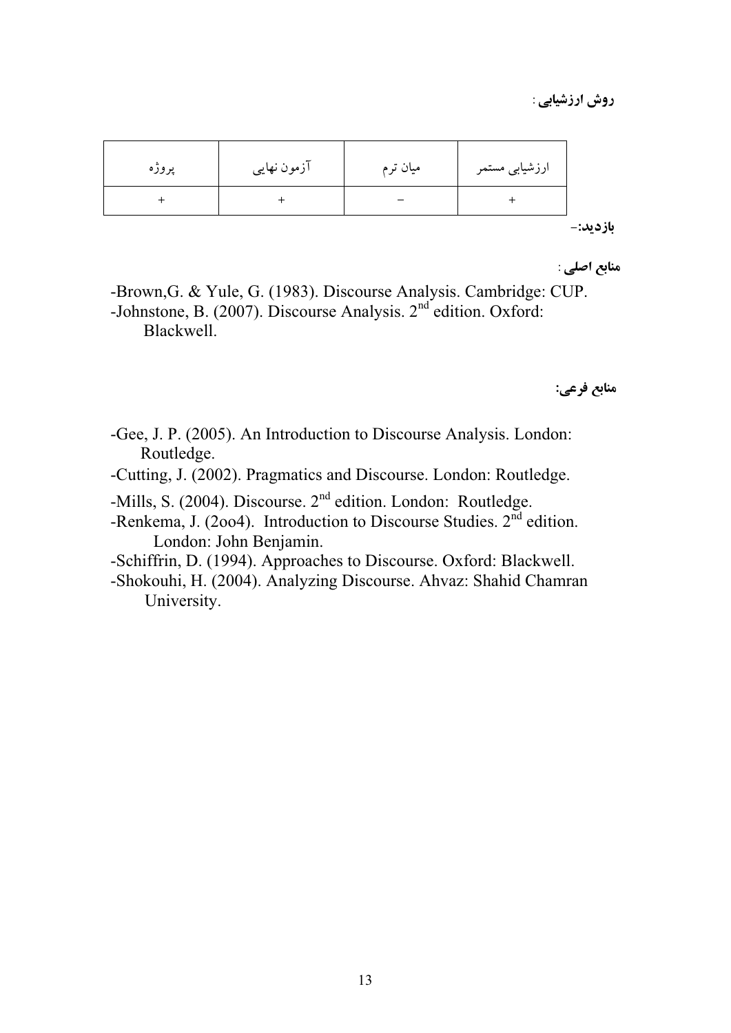**روش ارزشیابی** :

| ارزشیابی مستمر | میان ترم | آزمون نهایی | پروژه |
|---|---|---|---|
| + | – | + | + |

**بازدید:**-

**منابع اصلی** :

-Brown,G. & Yule, G. (1983). Discourse Analysis. Cambridge: CUP.
-Johnstone, B. (2007). Discourse Analysis. 2nd edition. Oxford: Blackwell.

**منابع فرعی:**

-Gee, J. P. (2005). An Introduction to Discourse Analysis. London: Routledge.
-Cutting, J. (2002). Pragmatics and Discourse. London: Routledge.
-Mills, S. (2004). Discourse. 2nd edition. London: Routledge.
-Renkema, J. (2oo4). Introduction to Discourse Studies. 2nd edition. London: John Benjamin.
-Schiffrin, D. (1994). Approaches to Discourse. Oxford: Blackwell.
-Shokouhi, H. (2004). Analyzing Discourse. Ahvaz: Shahid Chamran University.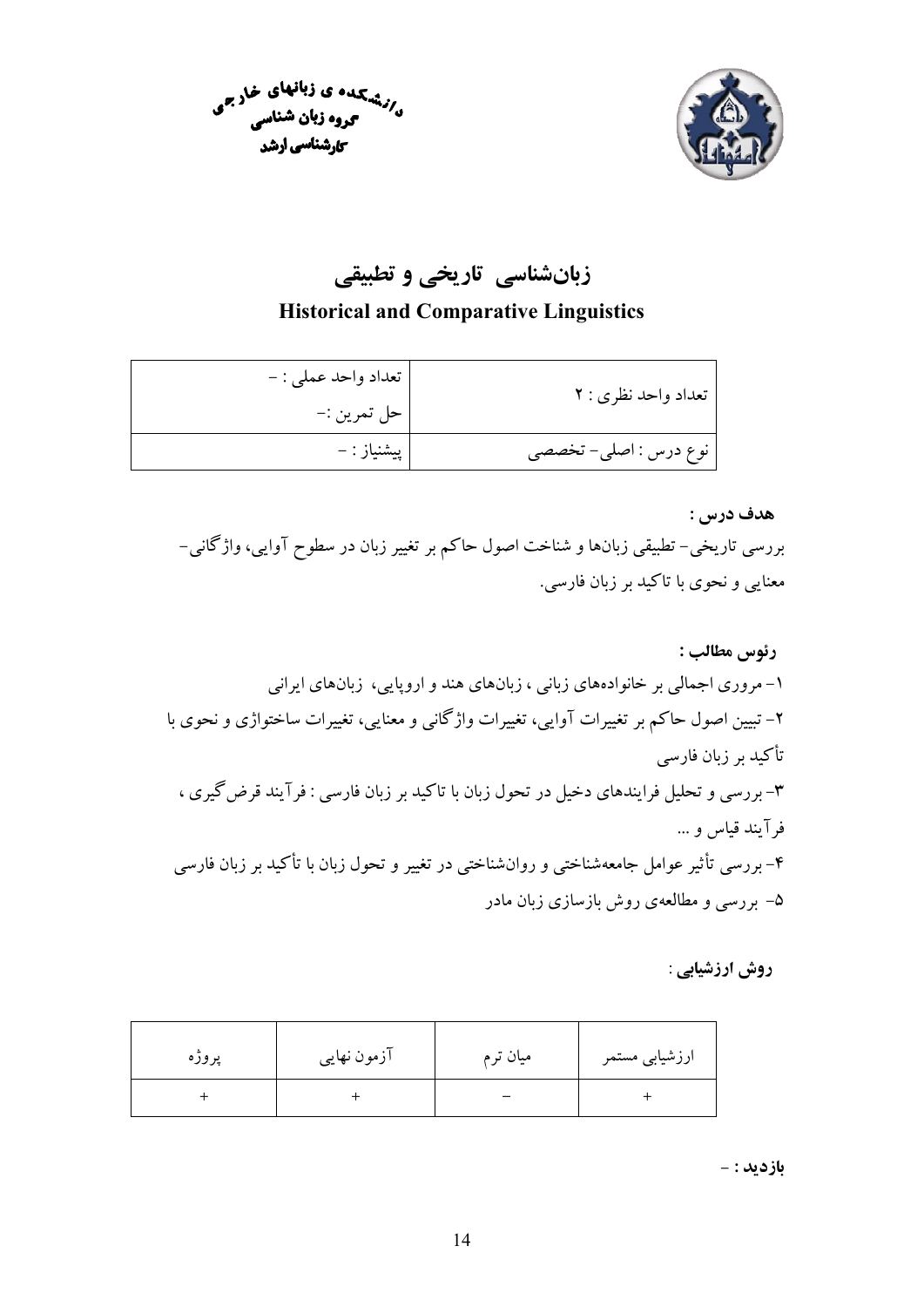دانشکده ی زبانهای خارجی
گروه زبان شناسی
کارشناسی ارشد

# زبان‌شناسی تاریخی و تطبیقی

## Historical and Comparative Linguistics

| تعداد واحد نظری : ۲ | تعداد واحد عملی : – <br> حل تمرین :– |
| --- | --- |
| نوع درس : اصلی– تخصصی | پیشنیاز : – |

**هدف درس :**

بررسی تاریخی– تطبیقی زبان‌ها و شناخت اصول حاکم بر تغییر زبان در سطوح آوایی، واژگانی– معنایی و نحوی با تاکید بر زبان فارسی.

**رئوس مطالب :**

۱- مروری اجمالی بر خانواده‌های زبانی ، زبان‌های هند و اروپایی، زبان‌های ایرانی

۲- تبیین اصول حاکم بر تغییرات آوایی، تغییرات واژگانی و معنایی، تغییرات ساختواژی و نحوی با تأکید بر زبان فارسی

۳- بررسی و تحلیل فرایندهای دخیل در تحول زبان با تاکید بر زبان فارسی : فرآیند قرض‌گیری ، فرآیند قیاس و ...

۴- بررسی تأثیر عوامل جامعه‌شناختی و روان‌شناختی در تغییر و تحول زبان با تأکید بر زبان فارسی

۵- بررسی و مطالعه‌ی روش بازسازی زبان مادر

**روش ارزشیابی** :

| ارزشیابی مستمر | میان ترم | آزمون نهایی | پروژه |
| --- | --- | --- | --- |
| + | – | + | + |

**بازدید :** –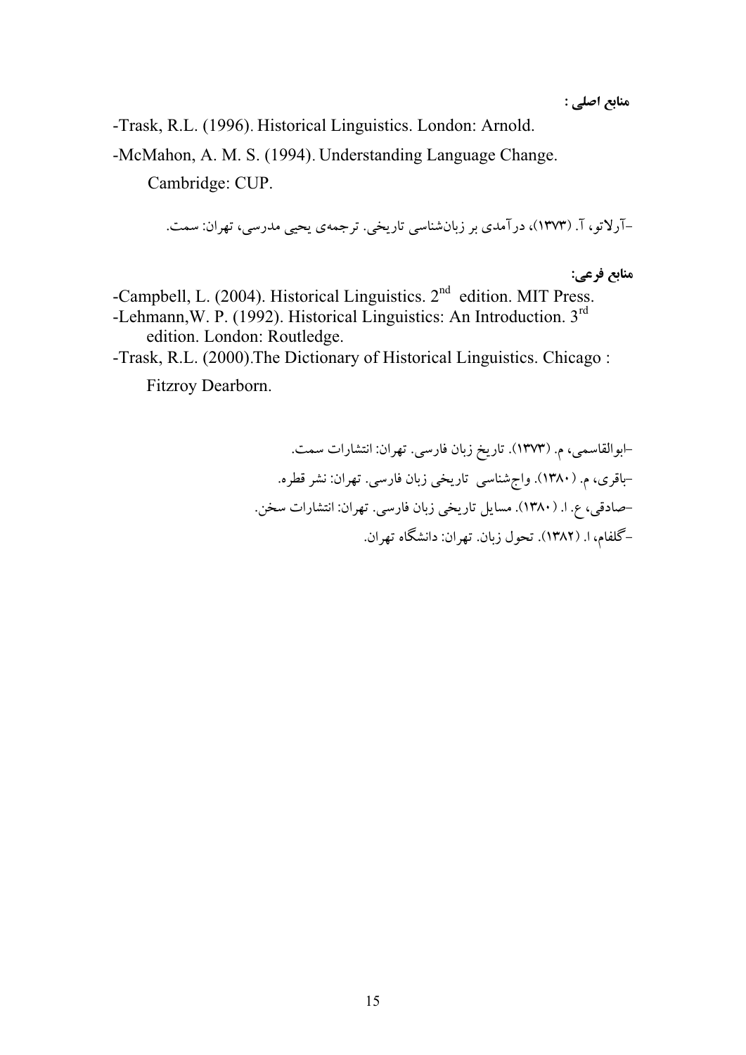**منابع اصلی :**

-Trask, R.L. (1996). Historical Linguistics. London: Arnold.

-McMahon, A. M. S. (1994). Understanding Language Change. Cambridge: CUP.

-آرلاتو، آ. (۱۳۷۳)، درآمدی بر زبان‌شناسی تاریخی. ترجمه‌ی یحیی مدرسی، تهران: سمت.

**منابع فرعی:**

-Campbell, L. (2004). Historical Linguistics. 2nd edition. MIT Press.

-Lehmann, W. P. (1992). Historical Linguistics: An Introduction. 3rd edition. London: Routledge.

-Trask, R.L. (2000).The Dictionary of Historical Linguistics. Chicago : Fitzroy Dearborn.

-ابوالقاسمی، م. (۱۳۷۳). تاریخ زبان فارسی. تهران: انتشارات سمت.

-باقری، م. (۱۳۸۰). واج‌شناسی تاریخی زبان فارسی. تهران: نشر قطره.

-صادقی، ع. ا. (۱۳۸۰). مسایل تاریخی زبان فارسی. تهران: انتشارات سخن.

-گلفام، ا. (۱۳۸۲). تحول زبان. تهران: دانشگاه تهران.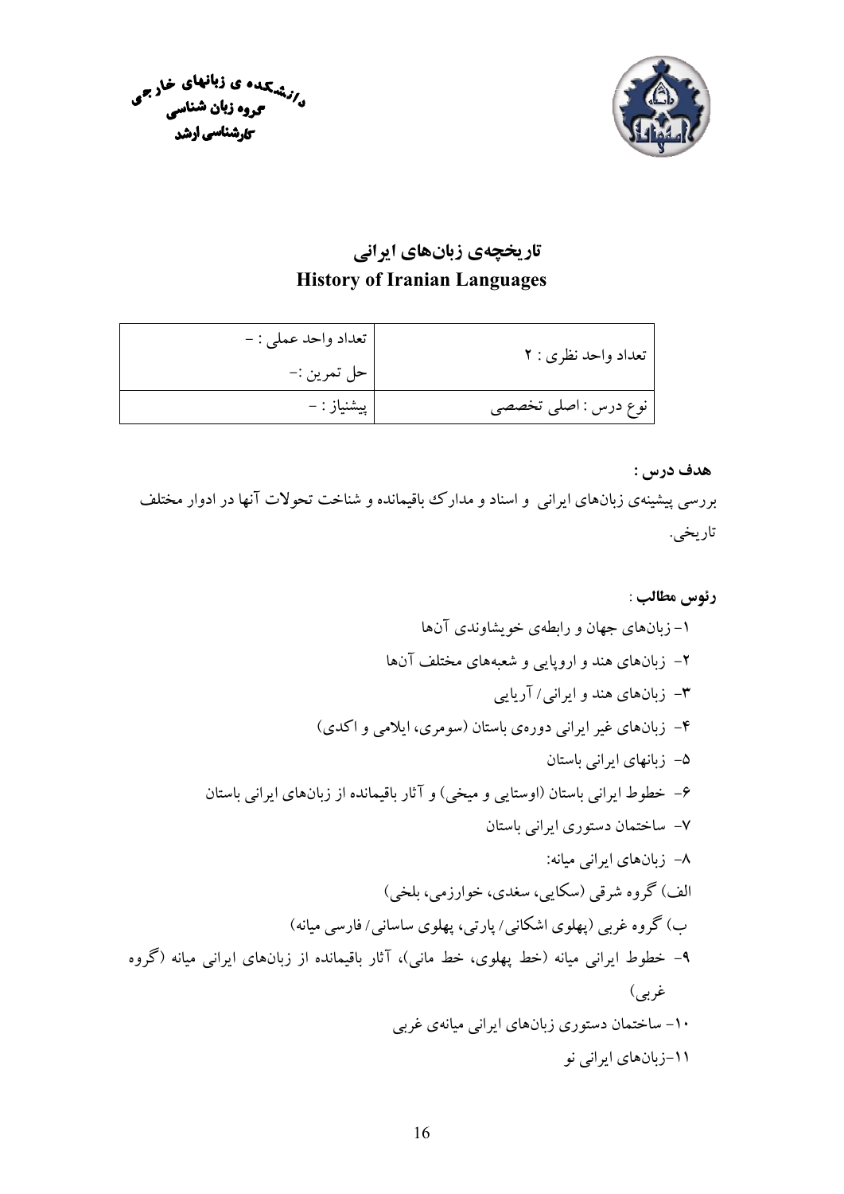دانشکده ی زبانهای خارجی
گروه زبان شناسی
کارشناسی ارشد

# تاریخچه‌ی زبان‌های ایرانی
# History of Iranian Languages

| تعداد واحد نظری : ۲ | تعداد واحد عملی : – <br> حل تمرین :– |
|---|---|
| نوع درس : اصلی تخصصی | پیشنیاز : – |

**هدف درس :**

بررسی پیشینه‌ی زبان‌های ایرانی و اسناد و مدارک باقیمانده و شناخت تحولات آنها در ادوار مختلف تاریخی.

**رئوس مطالب** :

۱- زبان‌های جهان و رابطه‌ی خویشاوندی آن‌ها

۲- زبان‌های هند و اروپایی و شعبه‌های مختلف آن‌ها

۳- زبان‌های هند و ایرانی/ آریایی

۴- زبان‌های غیر ایرانی دوره‌ی باستان (سومری، ایلامی و اکدی)

۵- زبانهای ایرانی باستان

۶- خطوط ایرانی باستان (اوستایی و میخی) و آثار باقیمانده از زبان‌های ایرانی باستان

۷- ساختمان دستوری ایرانی باستان

۸- زبان‌های ایرانی میانه:

الف) گروه شرقی (سکایی، سغدی، خوارزمی، بلخی)

ب) گروه غربی (پهلوی اشکانی/ پارتی، پهلوی ساسانی/ فارسی میانه)

۹- خطوط ایرانی میانه (خط پهلوی، خط مانی)، آثار باقیمانده از زبان‌های ایرانی میانه (گروه غربی)

۱۰- ساختمان دستوری زبان‌های ایرانی میانه‌ی غربی

۱۱-زبان‌های ایرانی نو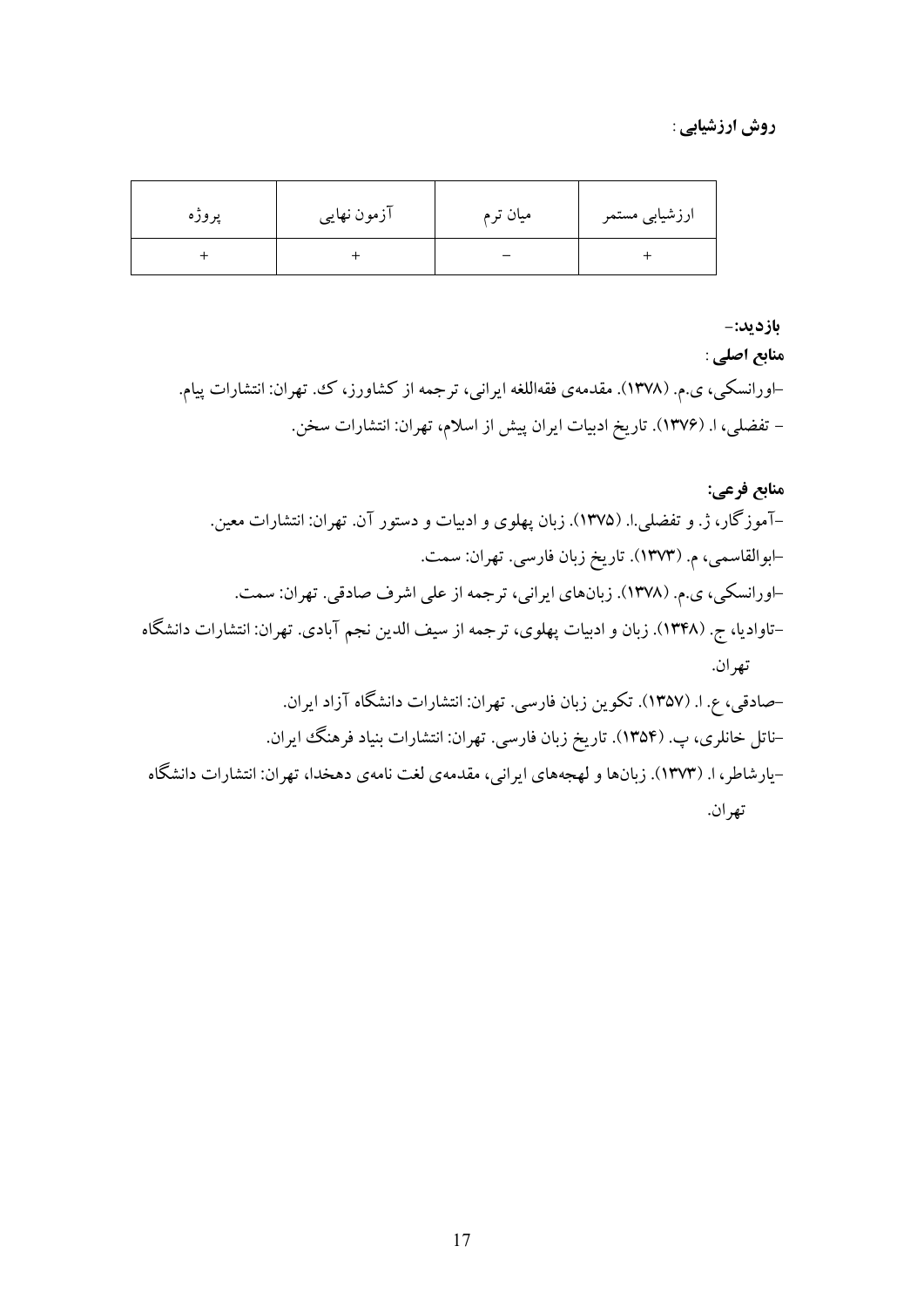**روش ارزشیابی** :

| ارزشیابی مستمر | میان ترم | آزمون نهایی | پروژه |
| --- | --- | --- | --- |
| + | – | + | + |

**بازدید:**–

**منابع اصلی** :

-اورانسکی، ی.م. (۱۳۷۸). مقدمه‌ی فقه‌اللغه ایرانی، ترجمه از کشاورز، ک. تهران: انتشارات پیام.

- تفضلی، ا. (۱۳۷۶). تاریخ ادبیات ایران پیش از اسلام، تهران: انتشارات سخن.

**منابع فرعی:**

-آموزگار، ژ. و تفضلی.ا. (۱۳۷۵). زبان پهلوی و ادبیات و دستور آن. تهران: انتشارات معین.

-ابوالقاسمی، م. (۱۳۷۳). تاریخ زبان فارسی. تهران: سمت.

-اورانسکی، ی.م. (۱۳۷۸). زبان‌های ایرانی، ترجمه از علی اشرف صادقی. تهران: سمت.

-تاوادیا، ج. (۱۳۴۸). زبان و ادبیات پهلوی، ترجمه از سیف الدین نجم آبادی. تهران: انتشارات دانشگاه تهران.

-صادقی، ع. ا. (۱۳۵۷). تکوین زبان فارسی. تهران: انتشارات دانشگاه آزاد ایران.

-ناتل خانلری، پ. (۱۳۵۴). تاریخ زبان فارسی. تهران: انتشارات بنیاد فرهنگ ایران.

-یارشاطر، ا. (۱۳۷۳). زبان‌ها و لهجه‌های ایرانی، مقدمه‌ی لغت نامه‌ی دهخدا، تهران: انتشارات دانشگاه تهران.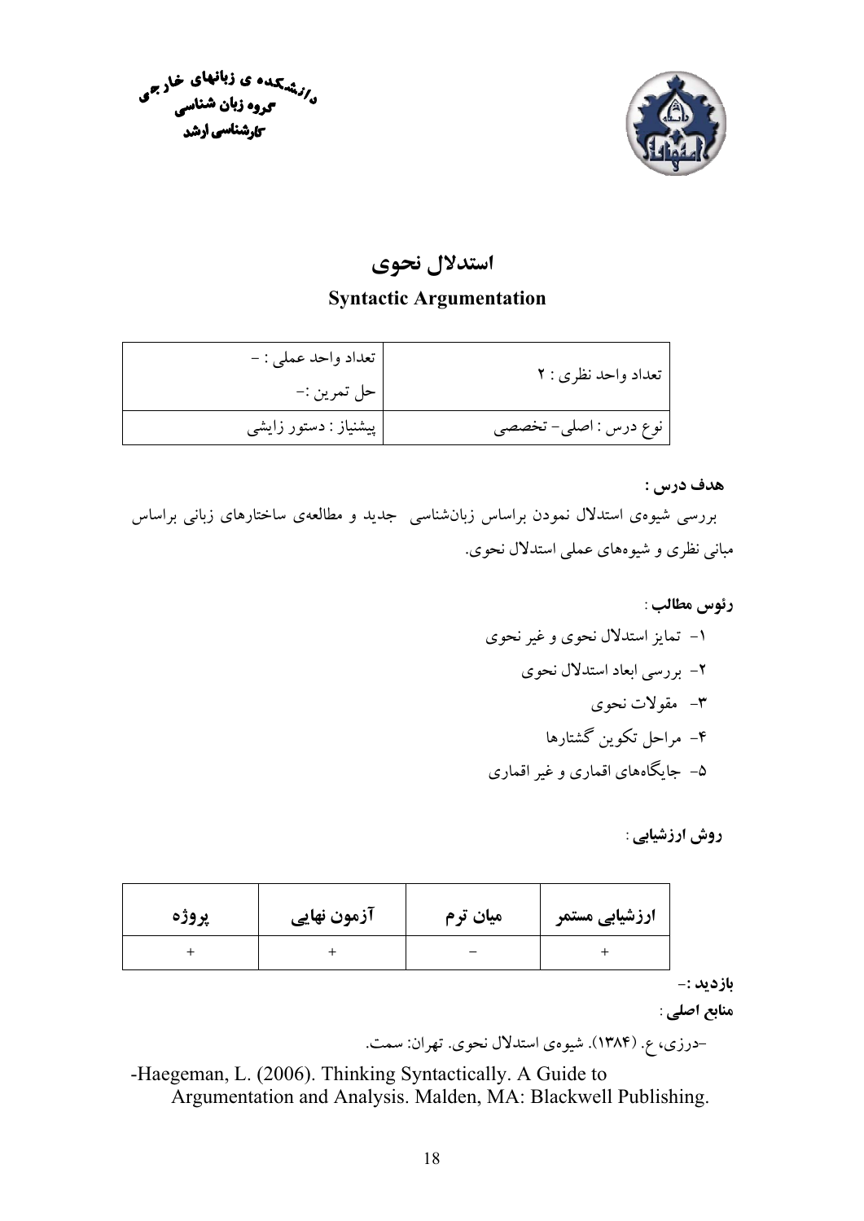دانشکده ی زبانهای خارجی
گروه زبان شناسی
کارشناسی ارشد

# استدلال نحوی

## Syntactic Argumentation

| تعداد واحد نظری : ۲ | تعداد واحد عملی : –<br>حل تمرین :– |
|---|---|
| نوع درس : اصلی– تخصصی | پیشنیاز : دستور زایشی |

**هدف درس :**

بررسی شیوه‌ی استدلال نمودن براساس زبان‌شناسی جدید و مطالعه‌ی ساختارهای زبانی براساس مبانی نظری و شیوه‌های عملی استدلال نحوی.

**رئوس مطالب** :

۱- تمایز استدلال نحوی و غیر نحوی
۲- بررسی ابعاد استدلال نحوی
۳- مقولات نحوی
۴- مراحل تکوین گشتارها
۵- جایگاه‌های اقماری و غیر اقماری

**روش ارزشیابی** :

| ارزشیابی مستمر | میان ترم | آزمون نهایی | پروژه |
|---|---|---|---|
| + | – | + | + |

**بازدید :–**

**منابع اصلی** :

–درزی، ع. (۱۳۸۴). شیوه‌ی استدلال نحوی. تهران: سمت.

-Haegeman, L. (2006). Thinking Syntactically. A Guide to Argumentation and Analysis. Malden, MA: Blackwell Publishing.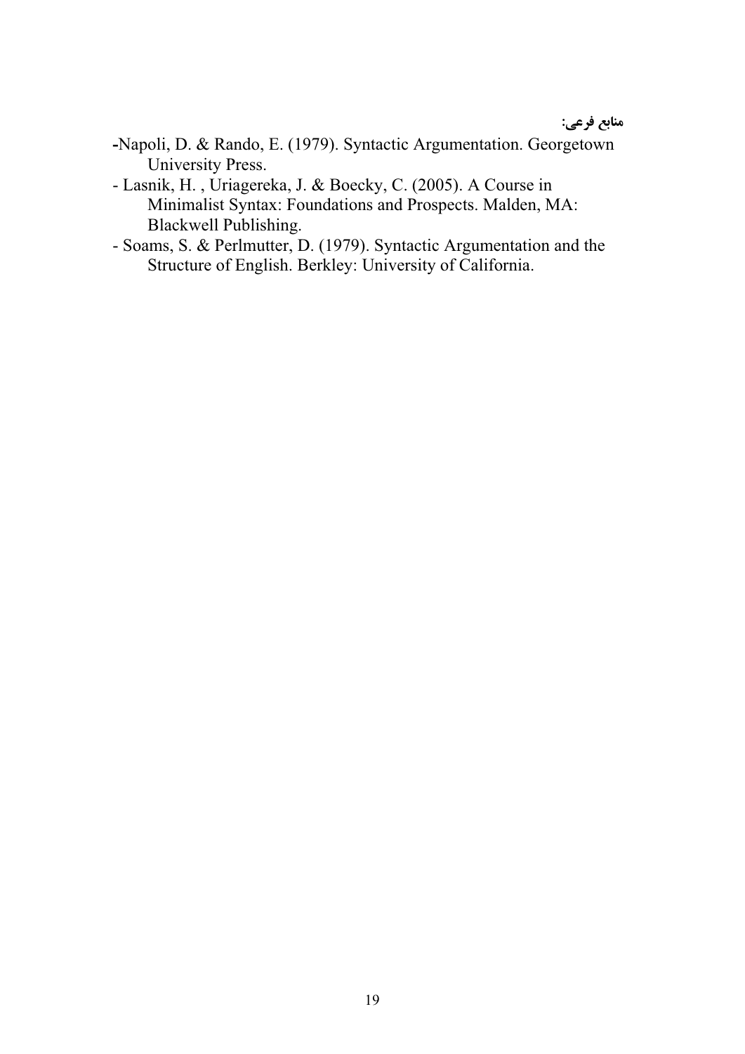**منابع فرعی:**

-Napoli, D. & Rando, E. (1979). Syntactic Argumentation. Georgetown University Press.

- Lasnik, H. , Uriagereka, J. & Boecky, C. (2005). A Course in Minimalist Syntax: Foundations and Prospects. Malden, MA: Blackwell Publishing.

- Soams, S. & Perlmutter, D. (1979). Syntactic Argumentation and the Structure of English. Berkley: University of California.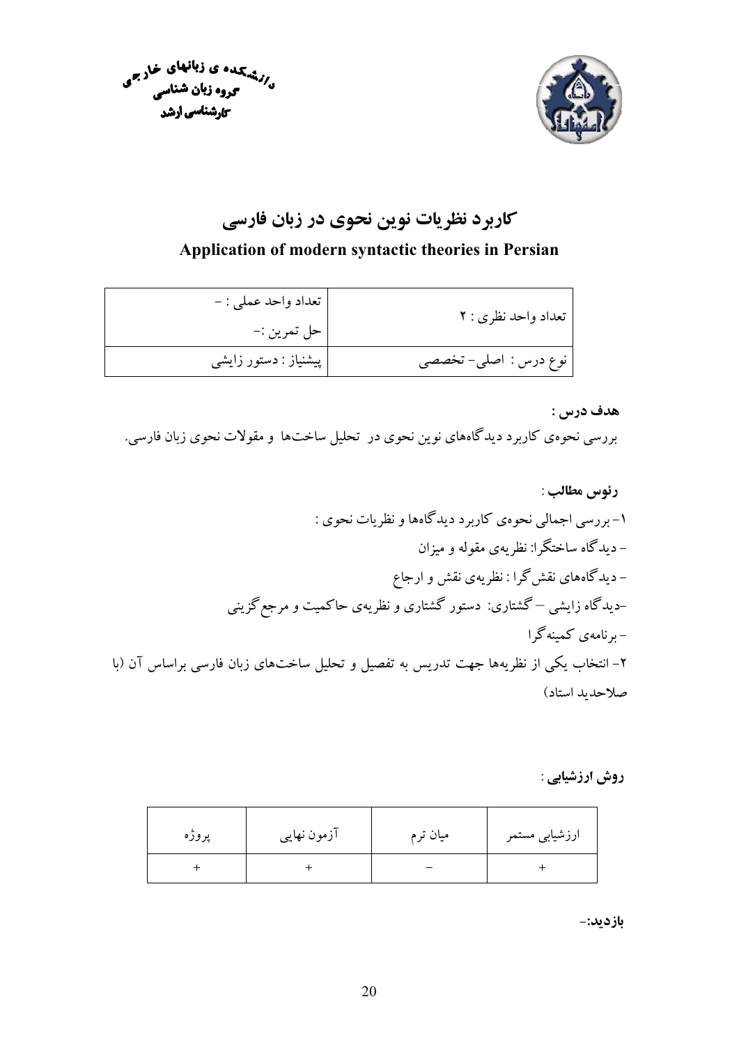دانشکده ی زبانهای خارجی
گروه زبان شناسی
کارشناسی ارشد

# کاربرد نظریات نوین نحوی در زبان فارسی

## Application of modern syntactic theories in Persian

| تعداد واحد نظری : ۲ | تعداد واحد عملی : – <br> حل تمرین :– |
|---|---|
| نوع درس : اصلی- تخصصی | پیشنیاز : دستور زایشی |

**هدف درس :**

بررسی نحوه‌ی کاربرد دیدگاه‌های نوین نحوی در تحلیل ساخت‌ها و مقولات نحوی زبان فارسی.

**رئوس مطالب :**

۱- بررسی اجمالی نحوه‌ی کاربرد دیدگاه‌ها و نظریات نحوی :

- دیدگاه ساختگرا: نظریه‌ی مقوله و میزان
- دیدگاه‌های نقش‌گرا : نظریه‌ی نقش و ارجاع
- دیدگاه زایشی – گشتاری: دستور گشتاری و نظریه‌ی حاکمیت و مرجع گزینی
- برنامه‌ی کمینه‌گرا

۲- انتخاب یکی از نظریه‌ها جهت تدریس به تفصیل و تحلیل ساخت‌های زبان فارسی براساس آن (با صلاحدید استاد)

**روش ارزشیابی :**

| ارزشیابی مستمر | میان ترم | آزمون نهایی | پروژه |
|---|---|---|---|
| + | – | + | + |

**بازدید:**–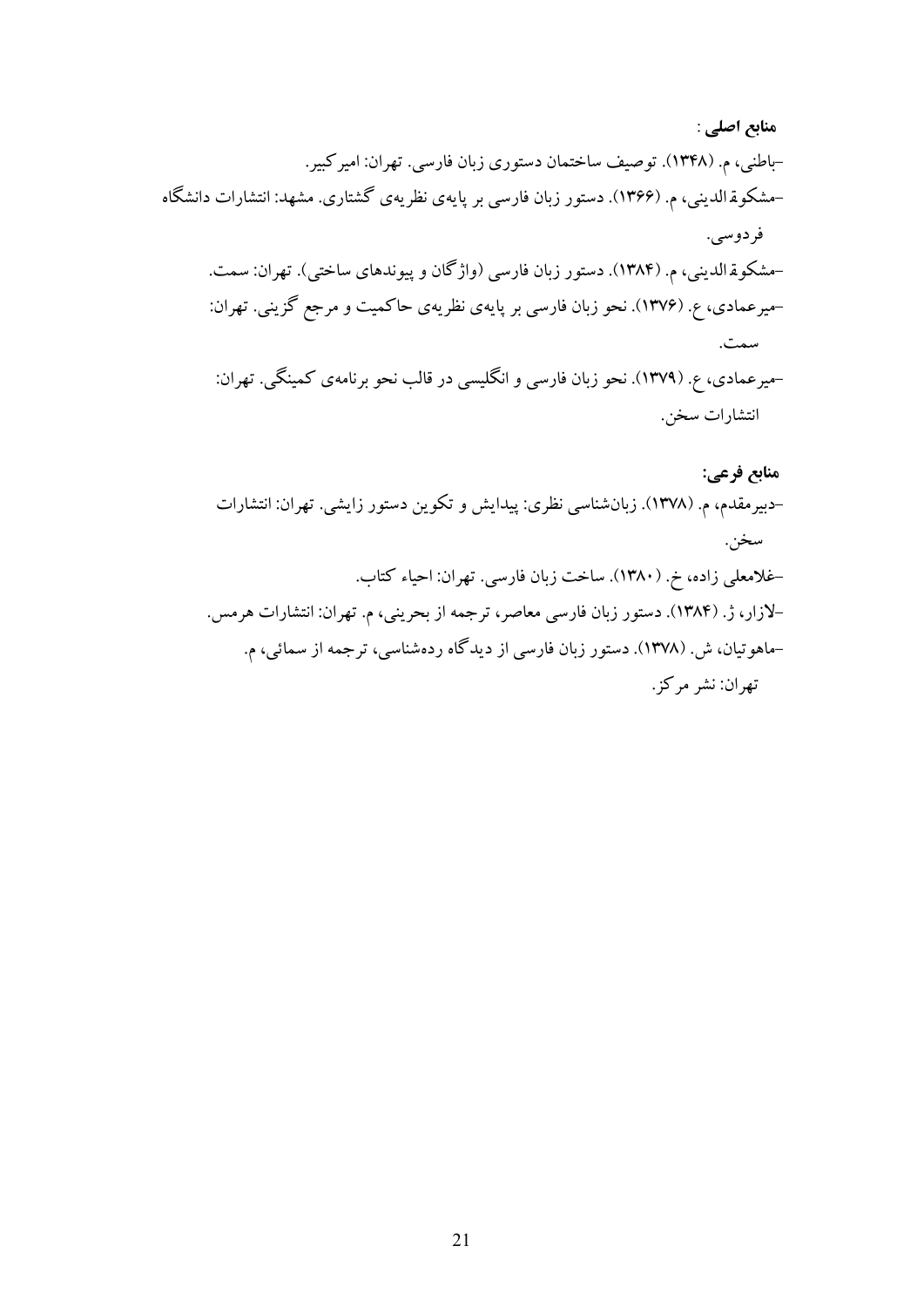**منابع اصلی** :

-باطنی، م. (۱۳۴۸). توصیف ساختمان دستوری زبان فارسی. تهران: امیرکبیر.

-مشکوةالدینی، م. (۱۳۶۶). دستور زبان فارسی بر پایه‌ی نظریه‌ی گشتاری. مشهد: انتشارات دانشگاه فردوسی.

-مشکوةالدینی، م. (۱۳۸۴). دستور زبان فارسی (واژگان و پیوندهای ساختی). تهران: سمت.

-میرعمادی، ع. (۱۳۷۶). نحو زبان فارسی بر پایه‌ی نظریه‌ی حاکمیت و مرجع گزینی. تهران: سمت.

-میرعمادی، ع. (۱۳۷۹). نحو زبان فارسی و انگلیسی در قالب نحو برنامه‌ی کمینگی. تهران: انتشارات سخن.

**منابع فرعی:**

-دبیرمقدم، م. (۱۳۷۸). زبان‌شناسی نظری: پیدایش و تکوین دستور زایشی. تهران: انتشارات سخن.

-غلامعلی زاده، خ. (۱۳۸۰). ساخت زبان فارسی. تهران: احیاء کتاب.

-لازار، ژ. (۱۳۸۴). دستور زبان فارسی معاصر، ترجمه از بحرینی، م. تهران: انتشارات هرمس.

-ماهوتیان، ش. (۱۳۷۸). دستور زبان فارسی از دیدگاه رده‌شناسی، ترجمه از سمائی، م. تهران: نشر مرکز.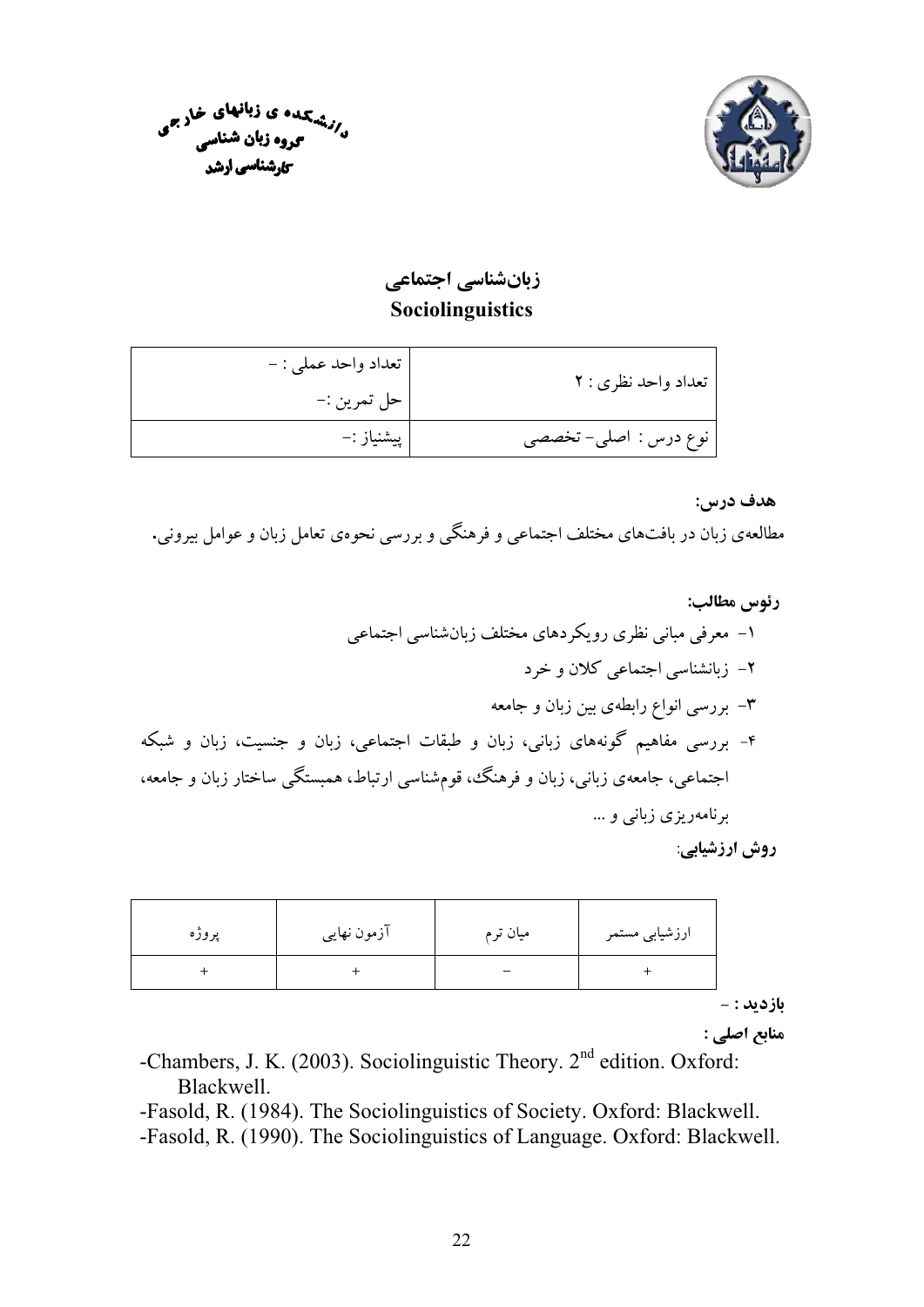دانشکده ی زبانهای خارجی
گروه زبان شناسی
کارشناسی ارشد

## زبان‌شناسی اجتماعی
## Sociolinguistics

| تعداد واحد نظری : ۲ | تعداد واحد عملی : – <br> حل تمرین :– |
|---|---|
| نوع درس : اصلی– تخصصی | پیشنیاز :– |

**هدف درس:**

مطالعه‌ی زبان در بافت‌های مختلف اجتماعی و فرهنگی و بررسی نحوه‌ی تعامل زبان و عوامل بیرونی.

**رئوس مطالب:**

۱- معرفی مبانی نظری رویکردهای مختلف زبان‌شناسی اجتماعی
۲- زبانشناسی اجتماعی کلان و خرد
۳- بررسی انواع رابطه‌ی بین زبان و جامعه
۴- بررسی مفاهیم گونه‌های زبانی، زبان و طبقات اجتماعی، زبان و جنسیت، زبان و شبکه اجتماعی، جامعه‌ی زبانی، زبان و فرهنگ، قوم‌شناسی ارتباط، همبستگی ساختار زبان و جامعه، برنامه‌ریزی زبانی و ...

**روش ارزشیابی:**

| ارزشیابی مستمر | میان ترم | آزمون نهایی | پروژه |
|---|---|---|---|
| + | – | + | + |

**بازدید :** –

**منابع اصلی :**

-Chambers, J. K. (2003). Sociolinguistic Theory. 2nd edition. Oxford: Blackwell.
-Fasold, R. (1984). The Sociolinguistics of Society. Oxford: Blackwell.
-Fasold, R. (1990). The Sociolinguistics of Language. Oxford: Blackwell.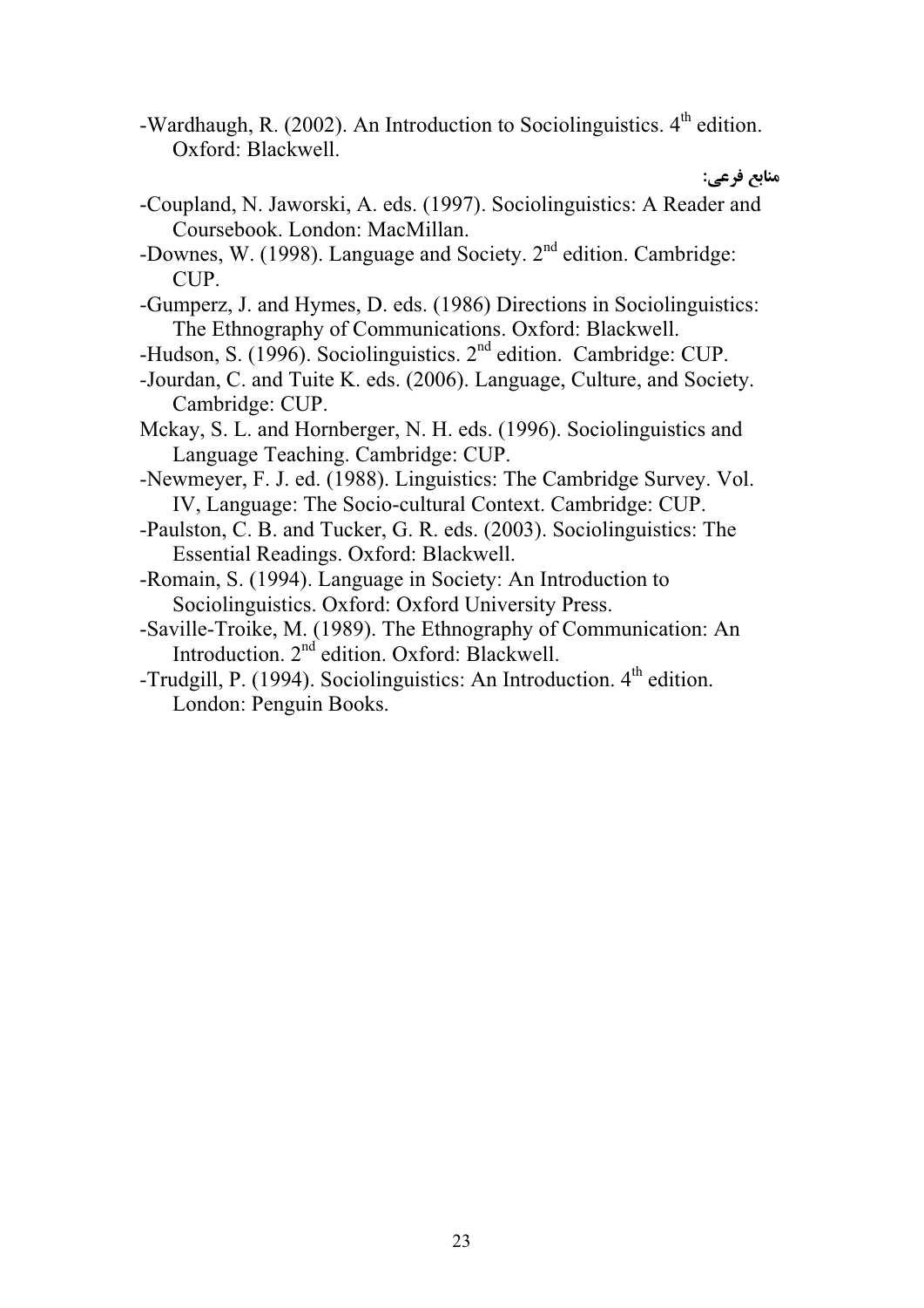-Wardhaugh, R. (2002). An Introduction to Sociolinguistics. 4th edition. Oxford: Blackwell.

**منابع فرعی:**

-Coupland, N. Jaworski, A. eds. (1997). Sociolinguistics: A Reader and Coursebook. London: MacMillan.

-Downes, W. (1998). Language and Society. 2nd edition. Cambridge: CUP.

-Gumperz, J. and Hymes, D. eds. (1986) Directions in Sociolinguistics: The Ethnography of Communications. Oxford: Blackwell.

-Hudson, S. (1996). Sociolinguistics. 2nd edition. Cambridge: CUP.

-Jourdan, C. and Tuite K. eds. (2006). Language, Culture, and Society. Cambridge: CUP.

Mckay, S. L. and Hornberger, N. H. eds. (1996). Sociolinguistics and Language Teaching. Cambridge: CUP.

-Newmeyer, F. J. ed. (1988). Linguistics: The Cambridge Survey. Vol. IV, Language: The Socio-cultural Context. Cambridge: CUP.

-Paulston, C. B. and Tucker, G. R. eds. (2003). Sociolinguistics: The Essential Readings. Oxford: Blackwell.

-Romain, S. (1994). Language in Society: An Introduction to Sociolinguistics. Oxford: Oxford University Press.

-Saville-Troike, M. (1989). The Ethnography of Communication: An Introduction. 2nd edition. Oxford: Blackwell.

-Trudgill, P. (1994). Sociolinguistics: An Introduction. 4th edition. London: Penguin Books.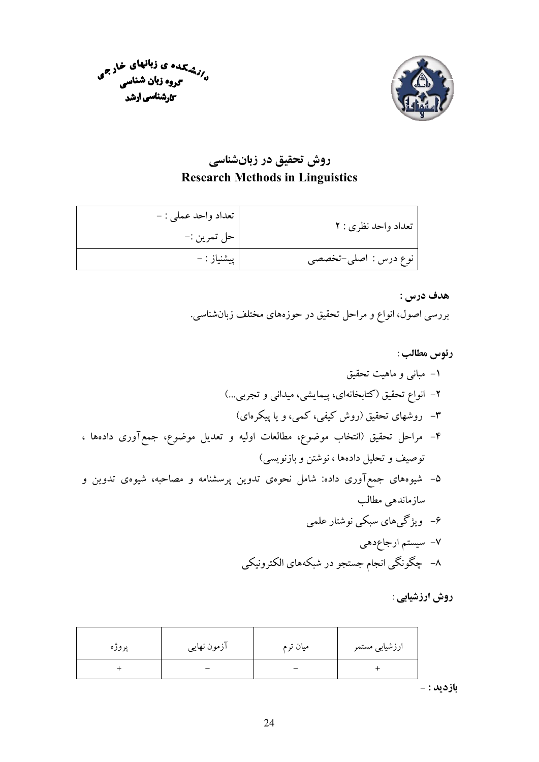دانشکده ی زبانهای خارجی
گروه زبان شناسی
کارشناسی ارشد

## روش تحقیق در زبان‌شناسی
## Research Methods in Linguistics

| تعداد واحد نظری : ۲ | تعداد واحد عملی : – <br> حل تمرین :– |
|---|---|
| نوع درس : اصلی–تخصصی | پیشنیاز : – |

**هدف درس :**

بررسی اصول، انواع و مراحل تحقیق در حوزه‌های مختلف زبان‌شناسی.

**رئوس مطالب** :

۱- مبانی و ماهیت تحقیق

۲- انواع تحقیق (کتابخانه‌ای، پیمایشی، میدانی و تجربی...)

۳- روشهای تحقیق (روش کیفی، کمی، و یا پیکره‌ای)

۴- مراحل تحقیق (انتخاب موضوع، مطالعات اولیه و تعدیل موضوع، جمع‌آوری داده‌ها ، توصیف و تحلیل داده‌ها ، نوشتن و بازنویسی)

۵- شیوه‌های جمع‌آوری داده: شامل نحوه‌ی تدوین پرسشنامه و مصاحبه، شیوه‌ی تدوین و سازماندهی مطالب

۶- ویژگی‌های سبکی نوشتار علمی

۷- سیستم ارجاع‌دهی

۸- چگونگی انجام جستجو در شبکه‌های الکترونیکی

**روش ارزشیابی** :

| ارزشیابی مستمر | میان ترم | آزمون نهایی | پروژه |
|---|---|---|---|
| + | – | – | + |

**بازدید :** –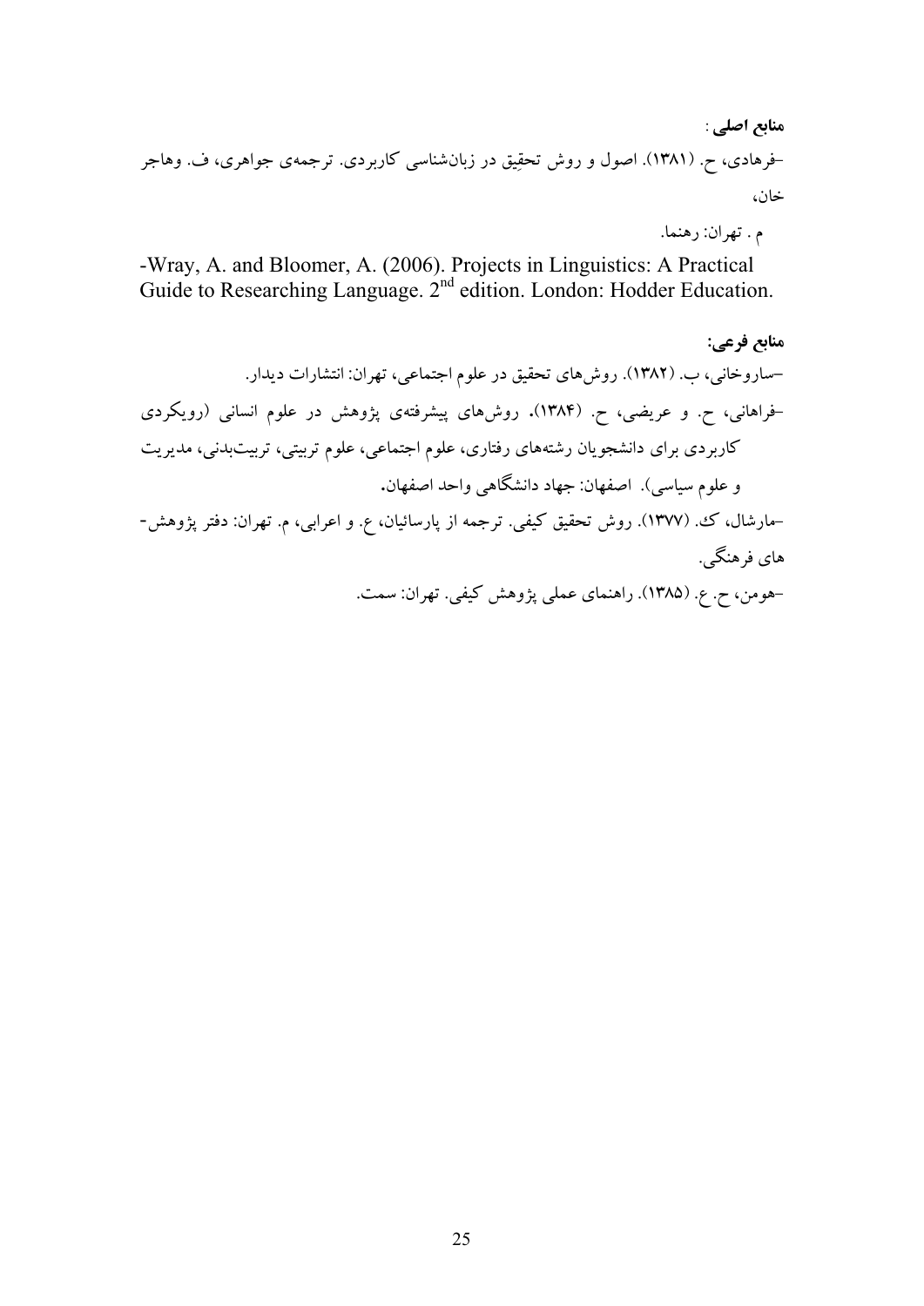**منابع اصلی** :

-فرهادی، ح. (۱۳۸۱). اصول و روش تحقیق در زبان‌شناسی کاربردی. ترجمه‌ی جواهری، ف. وهاجر خان،

م . تهران: رهنما.

-Wray, A. and Bloomer, A. (2006). Projects in Linguistics: A Practical Guide to Researching Language. 2nd edition. London: Hodder Education.

**منابع فرعی:**

-ساروخانی، ب. (۱۳۸۲). روش‌های تحقیق در علوم اجتماعی، تهران: انتشارات دیدار.

-فراهانی، ح. و عریضی، ح. (۱۳۸۴). روش‌های پیشرفته‌ی پژوهش در علوم انسانی (رویکردی کاربردی برای دانشجویان رشته‌های رفتاری، علوم اجتماعی، علوم تربیتی، تربیت‌بدنی، مدیریت و علوم سیاسی). اصفهان: جهاد دانشگاهی واحد اصفهان.

-مارشال، ک. (۱۳۷۷). روش تحقیق کیفی. ترجمه از پارسائیان، ع. و اعرابی، م. تهران: دفتر پژوهش-های فرهنگی.

-هومن، ح. ع. (۱۳۸۵). راهنمای عملی پژوهش کیفی. تهران: سمت.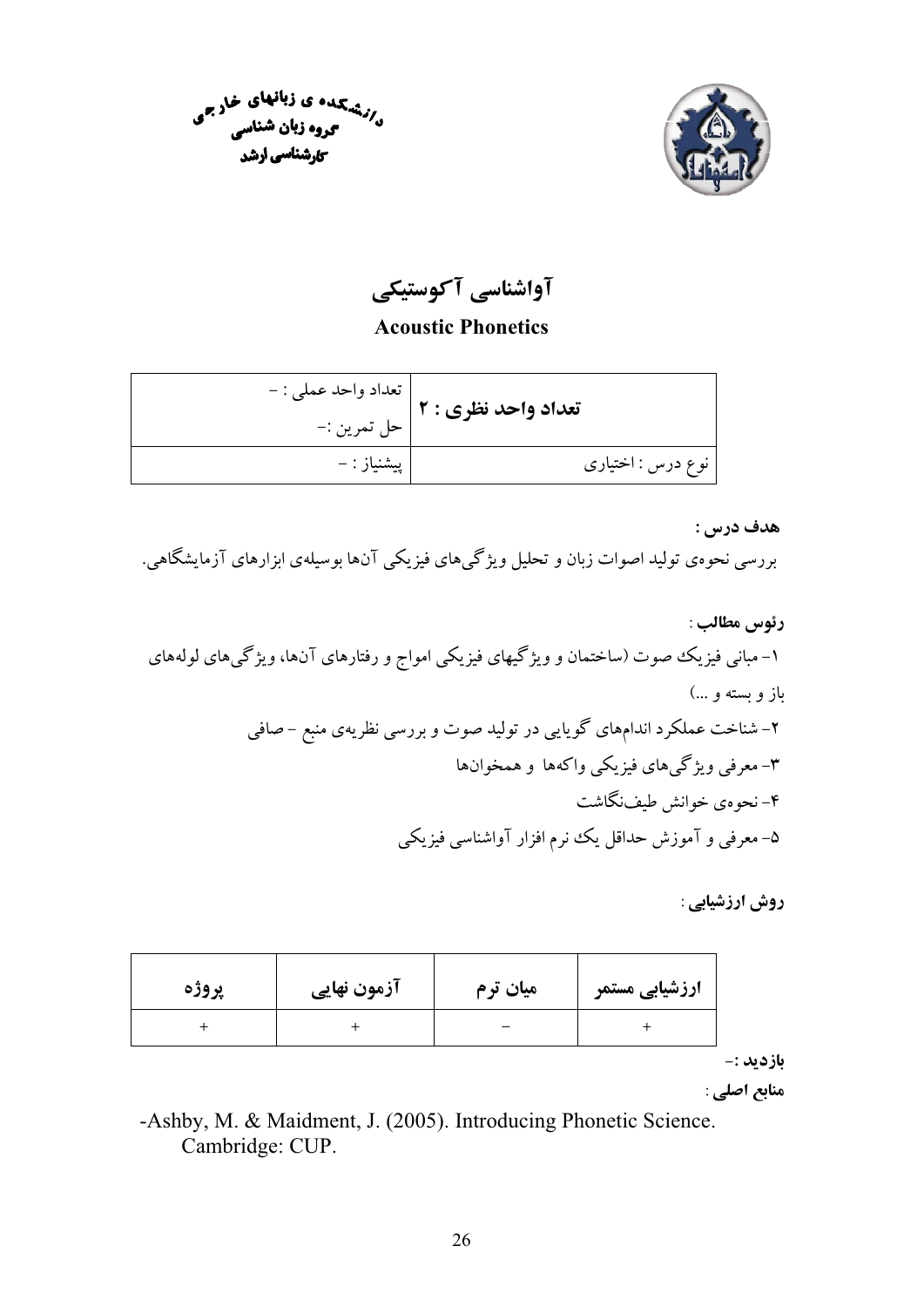دانشکده ی زبانهای خارجی
گروه زبان شناسی
کارشناسی ارشد

# آواشناسی آکوستیکی

## Acoustic Phonetics

| تعداد واحد نظری : ۲ | تعداد واحد عملی : – <br> حل تمرین :– |
|---|---|
| نوع درس : اختیاری | پیشنیاز : – |

**هدف درس :**

بررسی نحوه‌ی تولید اصوات زبان و تحلیل ویژگی‌های فیزیکی آن‌ها بوسیله‌ی ابزارهای آزمایشگاهی.

**رئوس مطالب :**

۱- مبانی فیزیک صوت (ساختمان و ویژگیهای فیزیکی امواج و رفتارهای آن‌ها، ویژگی‌های لوله‌های باز و بسته و ...)

۲- شناخت عملکرد اندام‌های گویایی در تولید صوت و بررسی نظریه‌ی منبع – صافی

۳- معرفی ویژگی‌های فیزیکی واکه‌ها و همخوان‌ها

۴- نحوه‌ی خوانش طیف‌نگاشت

۵- معرفی و آموزش حداقل یک نرم افزار آواشناسی فیزیکی

**روش ارزشیابی :**

| ارزشیابی مستمر | میان ترم | آزمون نهایی | پروژه |
|---|---|---|---|
| + | – | + | + |

**بازدید :–**

**منابع اصلی :**

-Ashby, M. & Maidment, J. (2005). Introducing Phonetic Science. Cambridge: CUP.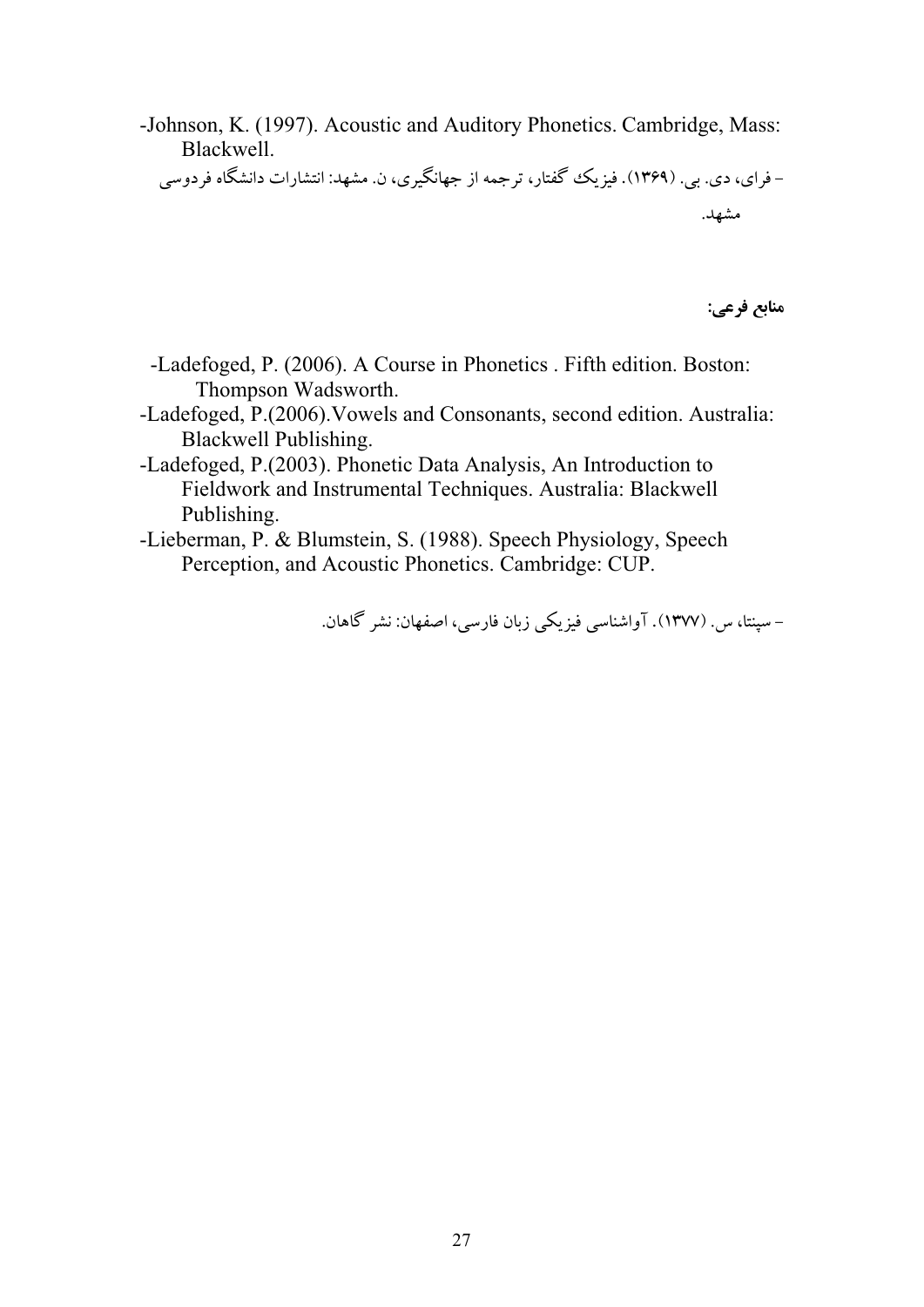-Johnson, K. (1997). Acoustic and Auditory Phonetics. Cambridge, Mass: Blackwell.

- فرای، دی. بی. (۱۳۶۹). فیزیک گفتار، ترجمه از جهانگیری، ن. مشهد: انتشارات دانشگاه فردوسی مشهد.

**منابع فرعی:**

-Ladefoged, P. (2006). A Course in Phonetics . Fifth edition. Boston: Thompson Wadsworth.

-Ladefoged, P.(2006).Vowels and Consonants, second edition. Australia: Blackwell Publishing.

-Ladefoged, P.(2003). Phonetic Data Analysis, An Introduction to Fieldwork and Instrumental Techniques. Australia: Blackwell Publishing.

-Lieberman, P. & Blumstein, S. (1988). Speech Physiology, Speech Perception, and Acoustic Phonetics. Cambridge: CUP.

- سپنتا، س. (۱۳۷۷). آواشناسی فیزیکی زبان فارسی، اصفهان: نشر گاهان.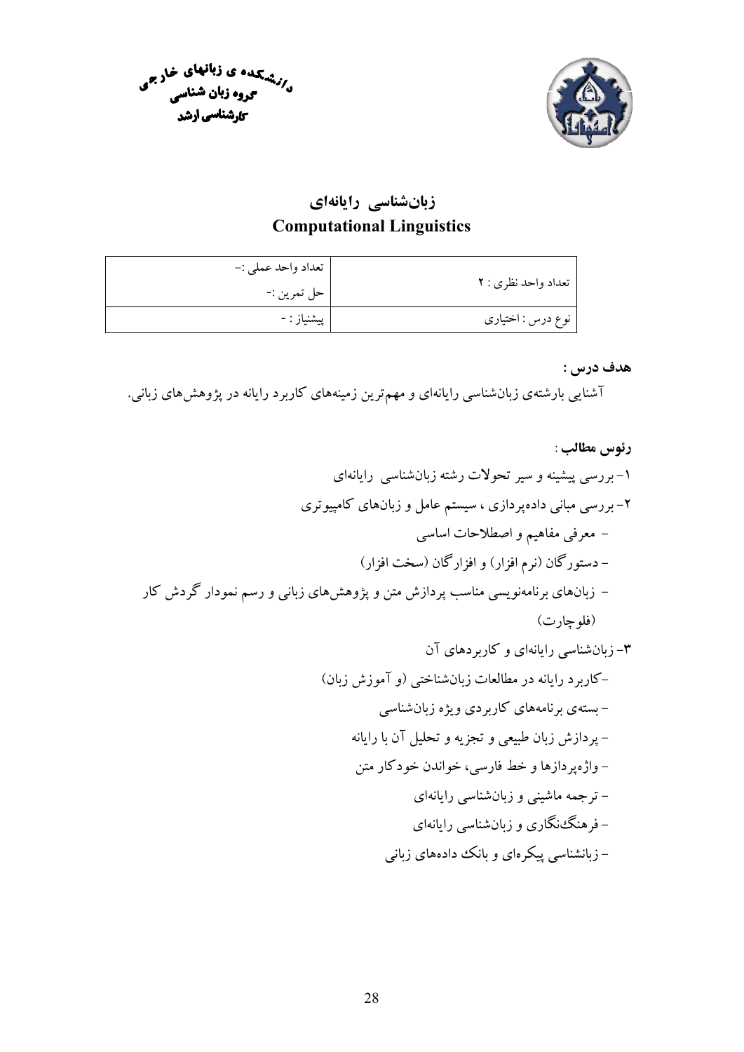دانشکده ی زبانهای خارجی
گروه زبان شناسی
کارشناسی ارشد

# زبان‌شناسی رایانه‌ای
# Computational Linguistics

| تعداد واحد نظری : ۲ | تعداد واحد عملی :- <br> حل تمرین :- |
| --- | --- |
| نوع درس : اختیاری | پیشنیاز : - |

**هدف درس :**

آشنایی بارشته‌ی زبان‌شناسی رایانه‌ای و مهم‌ترین زمینه‌های کاربرد رایانه در پژوهش‌های زبانی.

**رئوس مطالب** :

۱- بررسی پیشینه و سیر تحولات رشته زبان‌شناسی رایانه‌ای

۲- بررسی مبانی داده‌پردازی ، سیستم عامل و زبان‌های کامپیوتری

- معرفی مفاهیم و اصطلاحات اساسی
- دستورگان (نرم افزار) و افزارگان (سخت افزار)
- زبان‌های برنامه‌نویسی مناسب پردازش متن و پژوهش‌های زبانی و رسم نمودار گردش کار (فلوچارت)

۳- زبان‌شناسی رایانه‌ای و کاربردهای آن

- کاربرد رایانه در مطالعات زبان‌شناختی (و آموزش زبان)
- بسته‌ی برنامه‌های کاربردی ویژه زبان‌شناسی
- پردازش زبان طبیعی و تجزیه و تحلیل آن با رایانه
- واژه‌پردازها و خط فارسی، خواندن خودکار متن
- ترجمه ماشینی و زبان‌شناسی رایانه‌ای
- فرهنگ‌نگاری و زبان‌شناسی رایانه‌ای
- زبانشناسی پیکره‌ای و بانک داده‌های زبانی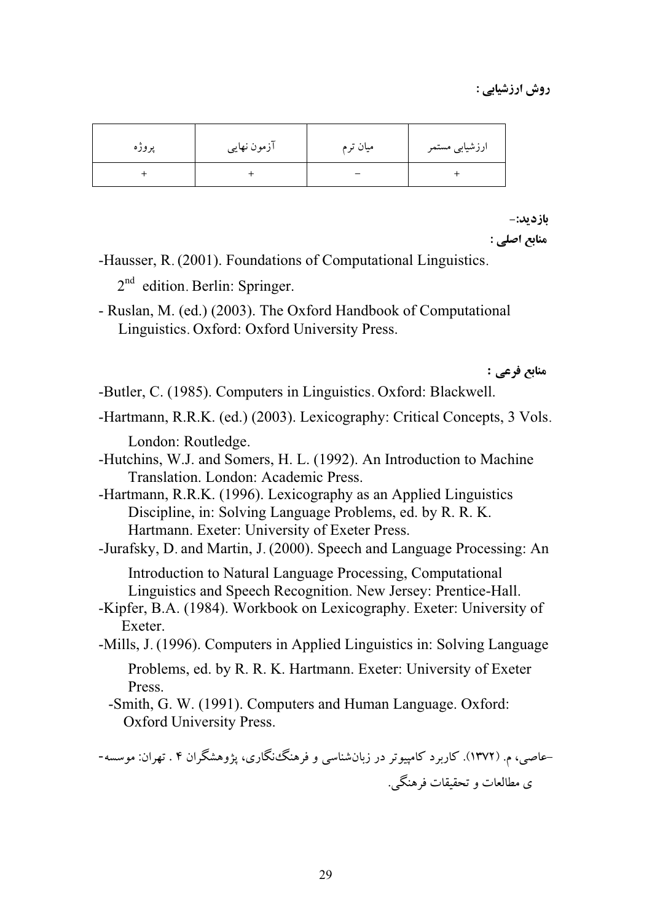**روش ارزشیابی :**

| ارزشیابی مستمر | میان ترم | آزمون نهایی | پروژه |
| --- | --- | --- | --- |
| + | – | + | + |

**بازدید:**-

**منابع اصلی :**

-Hausser, R. (2001). Foundations of Computational Linguistics. 2nd edition. Berlin: Springer.

- Ruslan, M. (ed.) (2003). The Oxford Handbook of Computational Linguistics. Oxford: Oxford University Press.

**منابع فرعی :**

-Butler, C. (1985). Computers in Linguistics. Oxford: Blackwell.

-Hartmann, R.R.K. (ed.) (2003). Lexicography: Critical Concepts, 3 Vols. London: Routledge.

-Hutchins, W.J. and Somers, H. L. (1992). An Introduction to Machine Translation. London: Academic Press.

-Hartmann, R.R.K. (1996). Lexicography as an Applied Linguistics Discipline, in: Solving Language Problems, ed. by R. R. K. Hartmann. Exeter: University of Exeter Press.

-Jurafsky, D. and Martin, J. (2000). Speech and Language Processing: An Introduction to Natural Language Processing, Computational Linguistics and Speech Recognition. New Jersey: Prentice-Hall.

-Kipfer, B.A. (1984). Workbook on Lexicography. Exeter: University of Exeter.

-Mills, J. (1996). Computers in Applied Linguistics in: Solving Language Problems, ed. by R. R. K. Hartmann. Exeter: University of Exeter Press.

-Smith, G. W. (1991). Computers and Human Language. Oxford: Oxford University Press.

-عاصی، م. (۱۳۷۲). کاربرد کامپیوتر در زبان‌شناسی و فرهنگ‌نگاری، پژوهشگران ۴ . تهران: موسسه‌ی مطالعات و تحقیقات فرهنگی.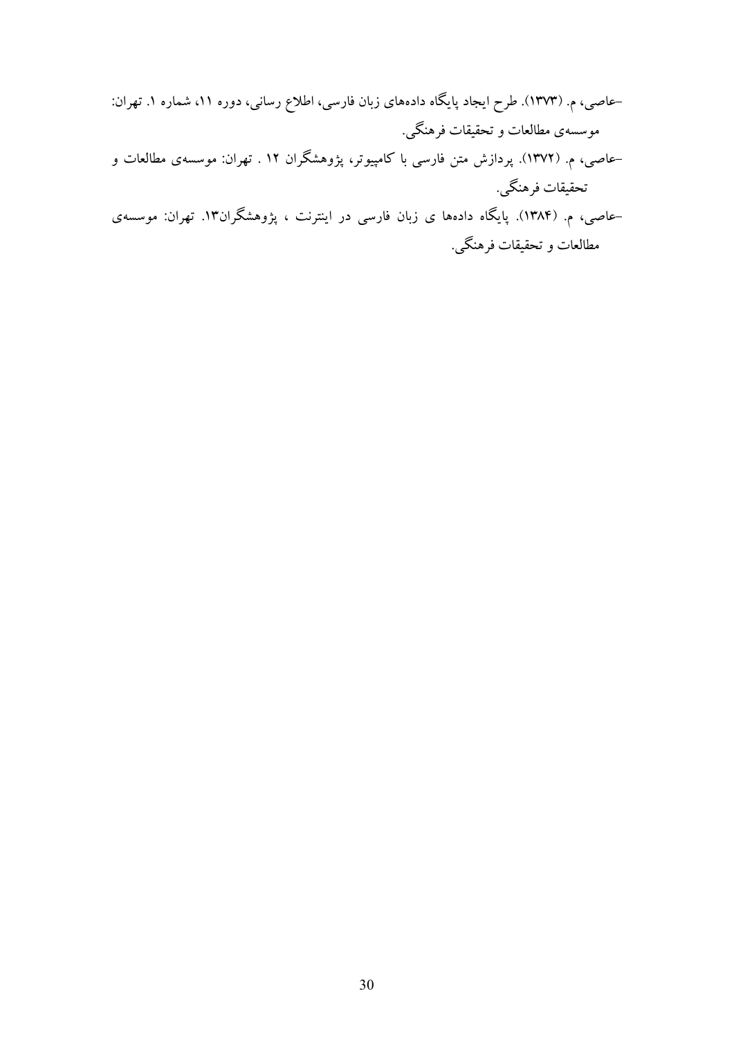-عاصی، م. (۱۳۷۳). طرح ایجاد پایگاه داده‌های زبان فارسی، اطلاع رسانی، دوره ۱۱، شماره ۱. تهران: موسسه‌ی مطالعات و تحقیقات فرهنگی.

-عاصی، م. (۱۳۷۲). پردازش متن فارسی با کامپیوتر، پژوهشگران ۱۲ . تهران: موسسه‌ی مطالعات و تحقیقات فرهنگی.

-عاصی، م. (۱۳۸۴). پایگاه داده‌ها ی زبان فارسی در اینترنت ، پژوهشگران۱۳. تهران: موسسه‌ی مطالعات و تحقیقات فرهنگی.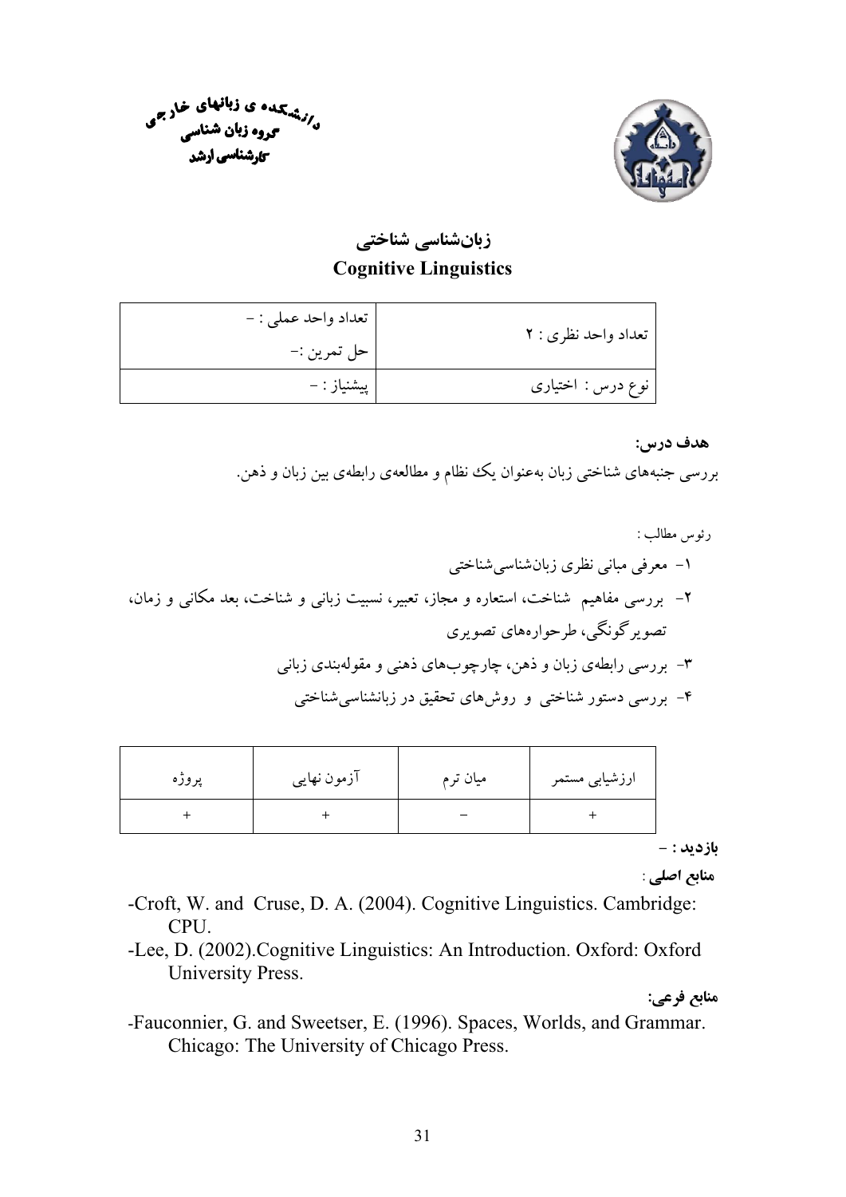دانشکده ی زبانهای خارجی
گروه زبان شناسی
کارشناسی ارشد

# زبان‌شناسی شناختی
# Cognitive Linguistics

| تعداد واحد نظری : ۲ | تعداد واحد عملی : – <br> حل تمرین :– |
|---|---|
| نوع درس : اختیاری | پیشنیاز : – |

**هدف درس:**

بررسی جنبه‌های شناختی زبان به‌عنوان یک نظام و مطالعه‌ی رابطه‌ی بین زبان و ذهن.

رئوس مطالب :

۱- معرفی مبانی نظری زبان‌شناسی‌شناختی

۲- بررسی مفاهیم شناخت، استعاره و مجاز، تعبیر، نسبیت زبانی و شناخت، بعد مکانی و زمان، تصویر گونگی، طرحواره‌های تصویری

۳- بررسی رابطه‌ی زبان و ذهن، چارچوب‌های ذهنی و مقوله‌بندی زبانی

۴- بررسی دستور شناختی و روش‌های تحقیق در زبانشناسی‌شناختی

| ارزشیابی مستمر | میان ترم | آزمون نهایی | پروژه |
|---|---|---|---|
| + | – | + | + |

**بازدید :** –

**منابع اصلی** :

-Croft, W. and Cruse, D. A. (2004). Cognitive Linguistics. Cambridge: CPU.

-Lee, D. (2002).Cognitive Linguistics: An Introduction. Oxford: Oxford University Press.

**منابع فرعی:**

-Fauconnier, G. and Sweetser, E. (1996). Spaces, Worlds, and Grammar. Chicago: The University of Chicago Press.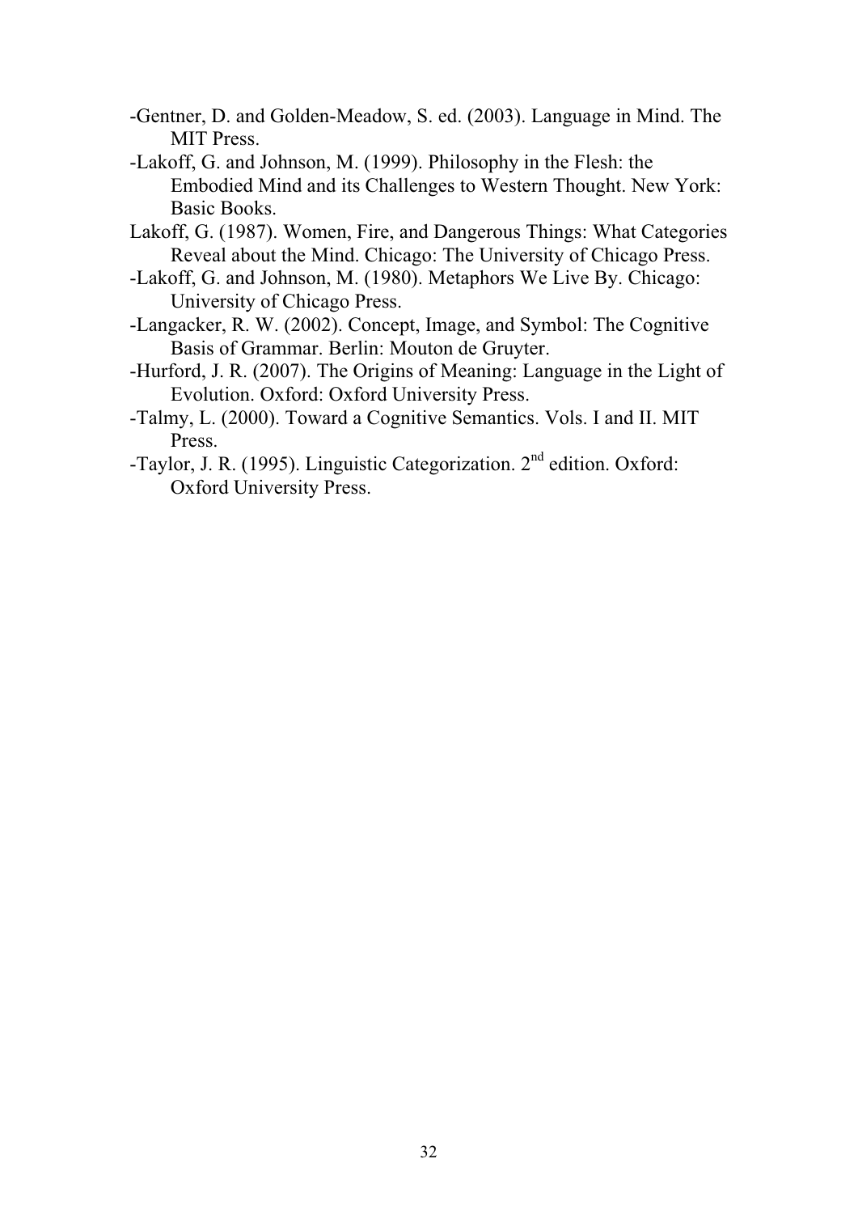-Gentner, D. and Golden-Meadow, S. ed. (2003). Language in Mind. The MIT Press.

-Lakoff, G. and Johnson, M. (1999). Philosophy in the Flesh: the Embodied Mind and its Challenges to Western Thought. New York: Basic Books.

Lakoff, G. (1987). Women, Fire, and Dangerous Things: What Categories Reveal about the Mind. Chicago: The University of Chicago Press.

-Lakoff, G. and Johnson, M. (1980). Metaphors We Live By. Chicago: University of Chicago Press.

-Langacker, R. W. (2002). Concept, Image, and Symbol: The Cognitive Basis of Grammar. Berlin: Mouton de Gruyter.

-Hurford, J. R. (2007). The Origins of Meaning: Language in the Light of Evolution. Oxford: Oxford University Press.

-Talmy, L. (2000). Toward a Cognitive Semantics. Vols. I and II. MIT Press.

-Taylor, J. R. (1995). Linguistic Categorization. 2nd edition. Oxford: Oxford University Press.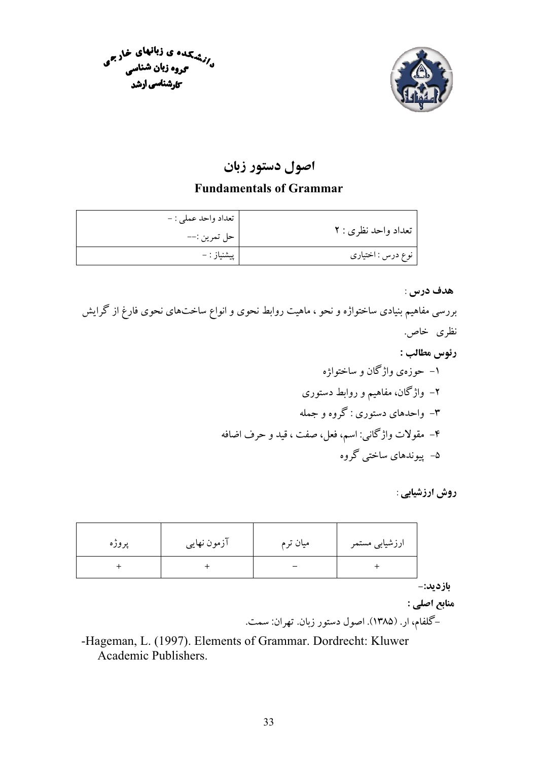دانشکده ی زبانهای خارجی
گروه زبان شناسی
کارشناسی ارشد

# اصول دستور زبان

## Fundamentals of Grammar

| تعداد واحد نظری : ۲ | تعداد واحد عملی : - <br> حل تمرین :-- |
|---|---|
| نوع درس : اختیاری | پیشنیاز : - |

**هدف درس** :

بررسی مفاهیم بنیادی ساختواژه و نحو ، ماهیت روابط نحوی و انواع ساخت‌های نحوی فارغ از گرایش نظری خاص.

**رئوس مطالب :**

۱- حوزه‌ی واژگان و ساختواژه
۲- واژگان، مفاهیم و روابط دستوری
۳- واحدهای دستوری : گروه و جمله
۴- مقولات واژگانی: اسم، فعل، صفت ، قید و حرف اضافه
۵- پیوندهای ساختی گروه

**روش ارزشیابی** :

| ارزشیابی مستمر | میان ترم | آزمون نهایی | پروژه |
|---|---|---|---|
| + | – | + | + |

**بازدید:**–

**منابع اصلی :**

-گلفام، ار. (۱۳۸۵). اصول دستور زبان. تهران: سمت.

-Hageman, L. (1997). Elements of Grammar. Dordrecht: Kluwer Academic Publishers.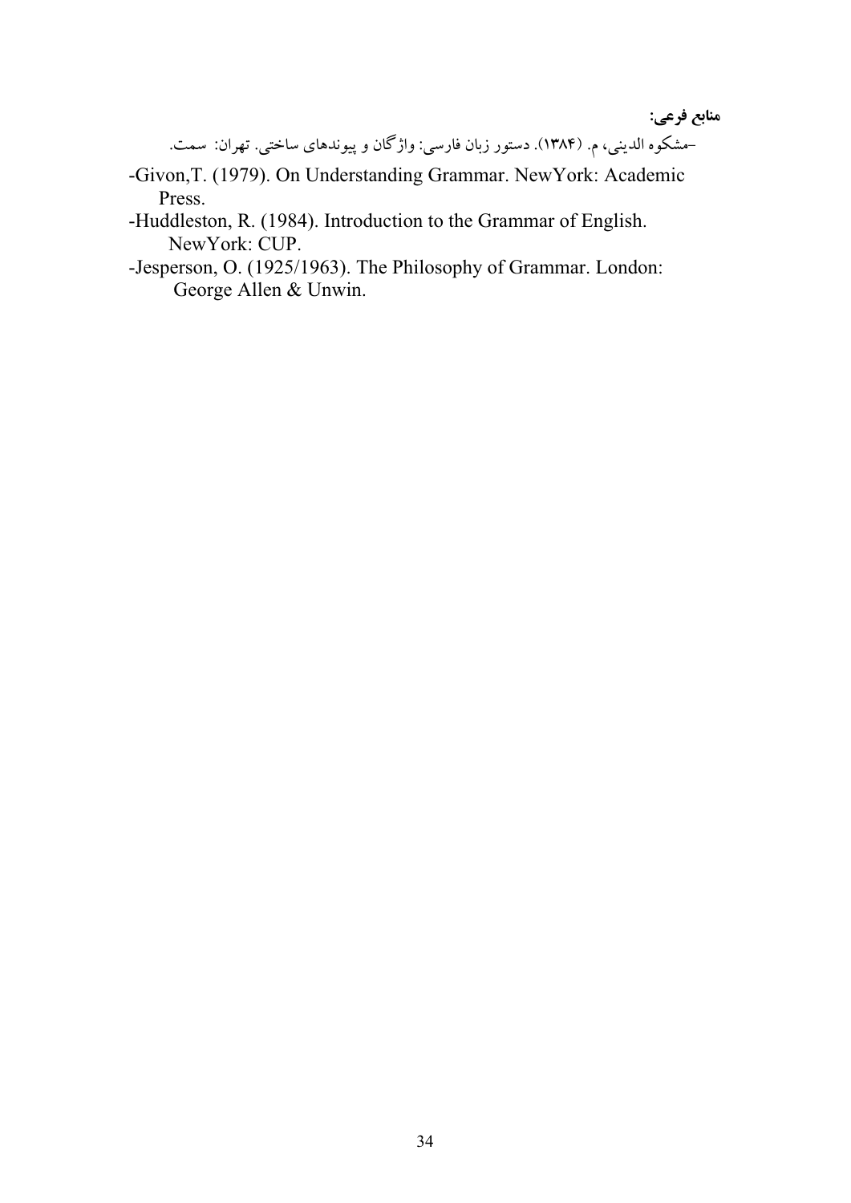**منابع فرعی:**

-مشکوه الدینی، م. (۱۳۸۴). دستور زبان فارسی: واژگان و پیوندهای ساختی. تهران: سمت.

-Givon,T. (1979). On Understanding Grammar. NewYork: Academic Press.

-Huddleston, R. (1984). Introduction to the Grammar of English. NewYork: CUP.

-Jesperson, O. (1925/1963). The Philosophy of Grammar. London: George Allen & Unwin.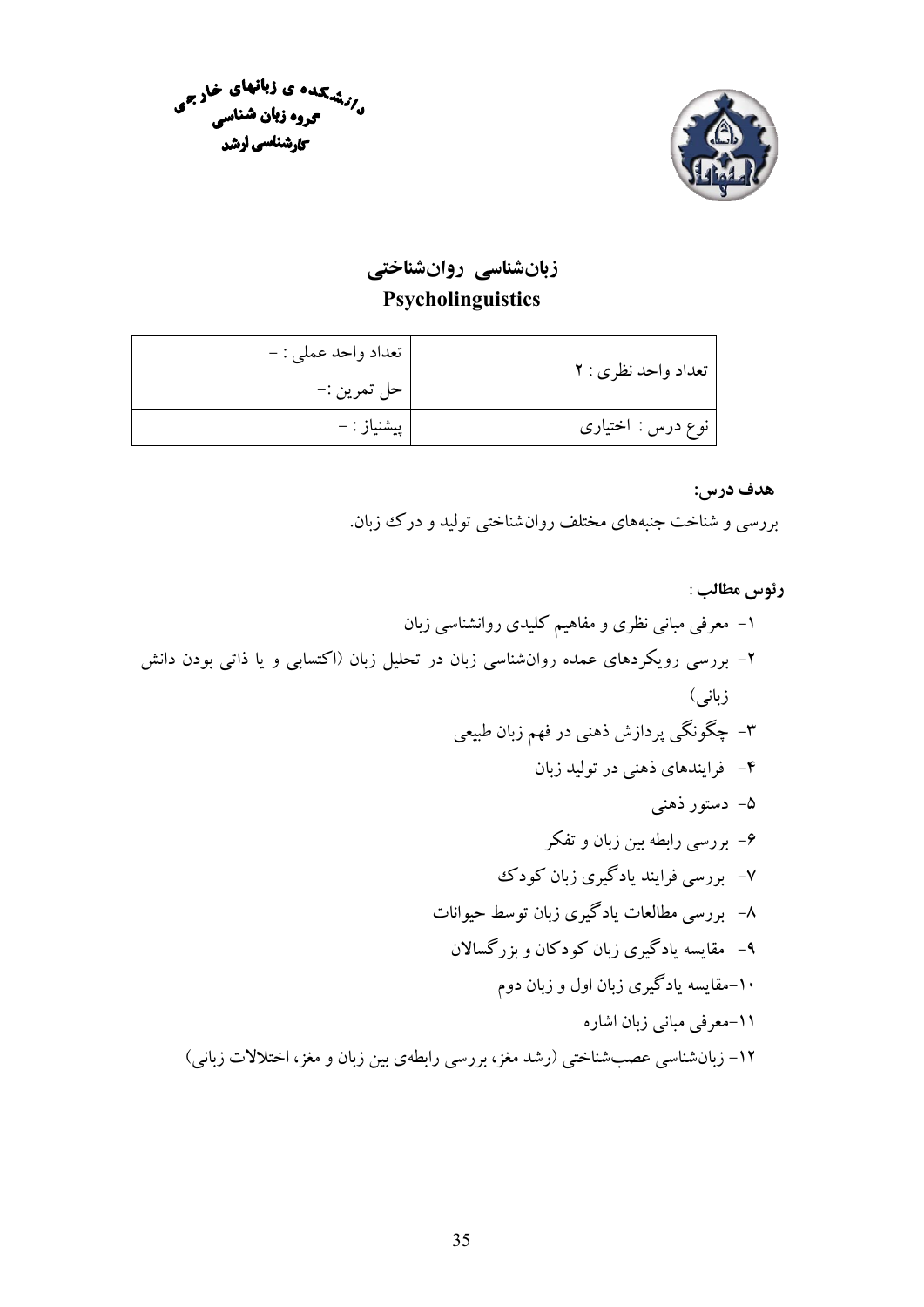دانشکده ی زبانهای خارجی
گروه زبان شناسی
کارشناسی ارشد

# زبان‌شناسی روان‌شناختی
# Psycholinguistics

| تعداد واحد نظری : ۲ | تعداد واحد عملی : – <br> حل تمرین :– |
|---|---|
| نوع درس : اختیاری | پیشنیاز : – |

**هدف درس:**

بررسی و شناخت جنبه‌های مختلف روان‌شناختی تولید و درک زبان.

**رئوس مطالب** :

۱- معرفی مبانی نظری و مفاهیم کلیدی روانشناسی زبان

۲- بررسی رویکردهای عمده روانشناسی زبان در تحلیل زبان (اکتسابی و یا ذاتی بودن دانش زبانی)

۳- چگونگی پردازش ذهنی در فهم زبان طبیعی

۴- فرایندهای ذهنی در تولید زبان

۵- دستور ذهنی

۶- بررسی رابطه بین زبان و تفکر

۷- بررسی فرایند یادگیری زبان کودک

۸- بررسی مطالعات یادگیری زبان توسط حیوانات

۹- مقایسه یادگیری زبان کودکان و بزرگسالان

۱۰-مقایسه یادگیری زبان اول و زبان دوم

۱۱-معرفی مبانی زبان اشاره

۱۲- زبان‌شناسی عصب‌شناختی (رشد مغز، بررسی رابطه‌ی بین زبان و مغز، اختلالات زبانی)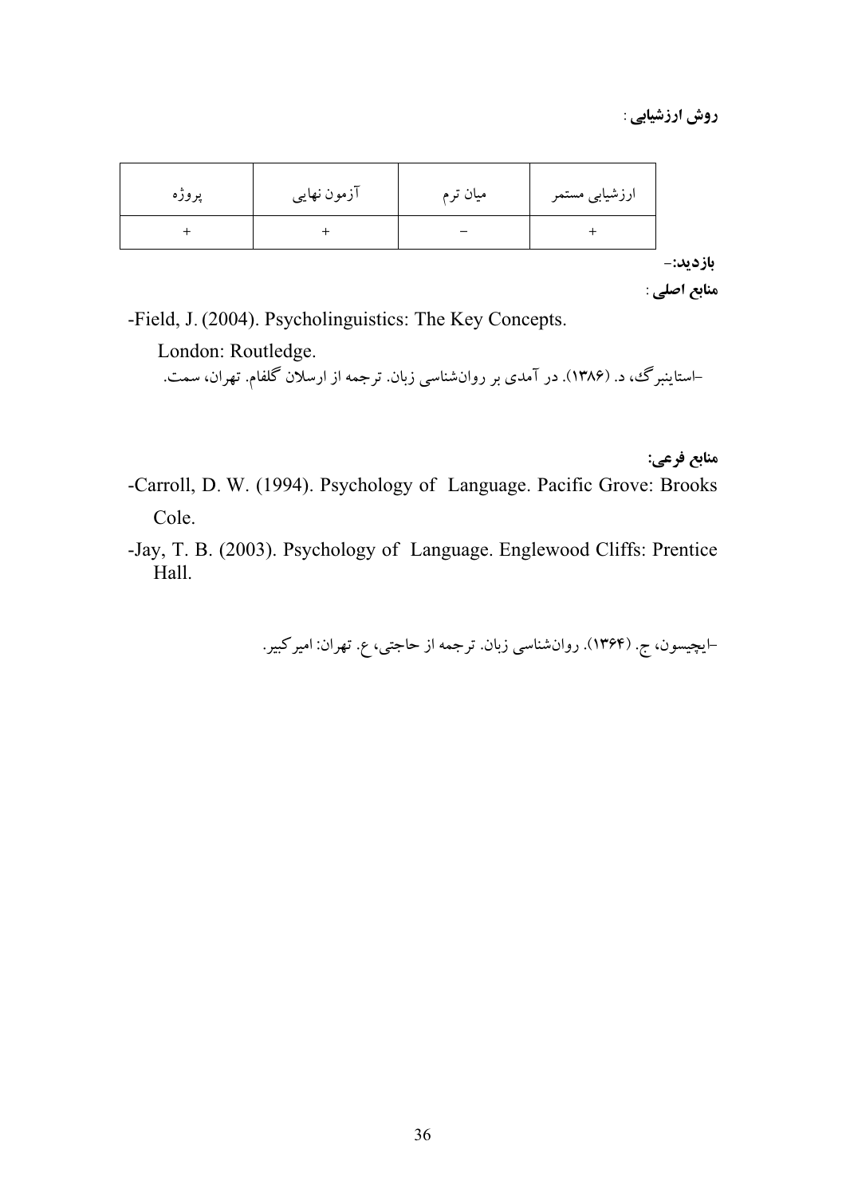**روش ارزشیابی** :

| ارزشیابی مستمر | میان ترم | آزمون نهایی | پروژه |
| --- | --- | --- | --- |
| + | − | + | + |

**بازدید:**−

**منابع اصلی** :

-Field, J. (2004). Psycholinguistics: The Key Concepts. London: Routledge.

-استاینبرگ، د. (۱۳۸۶). در آمدی بر روان‌شناسی زبان. ترجمه از ارسلان گلفام. تهران، سمت.

**منابع فرعی:**

-Carroll, D. W. (1994). Psychology of Language. Pacific Grove: Brooks Cole.

-Jay, T. B. (2003). Psychology of Language. Englewood Cliffs: Prentice Hall.

-ایچیسون، ج. (۱۳۶۴). روان‌شناسی زبان. ترجمه از حاجتی، ع. تهران: امیرکبیر.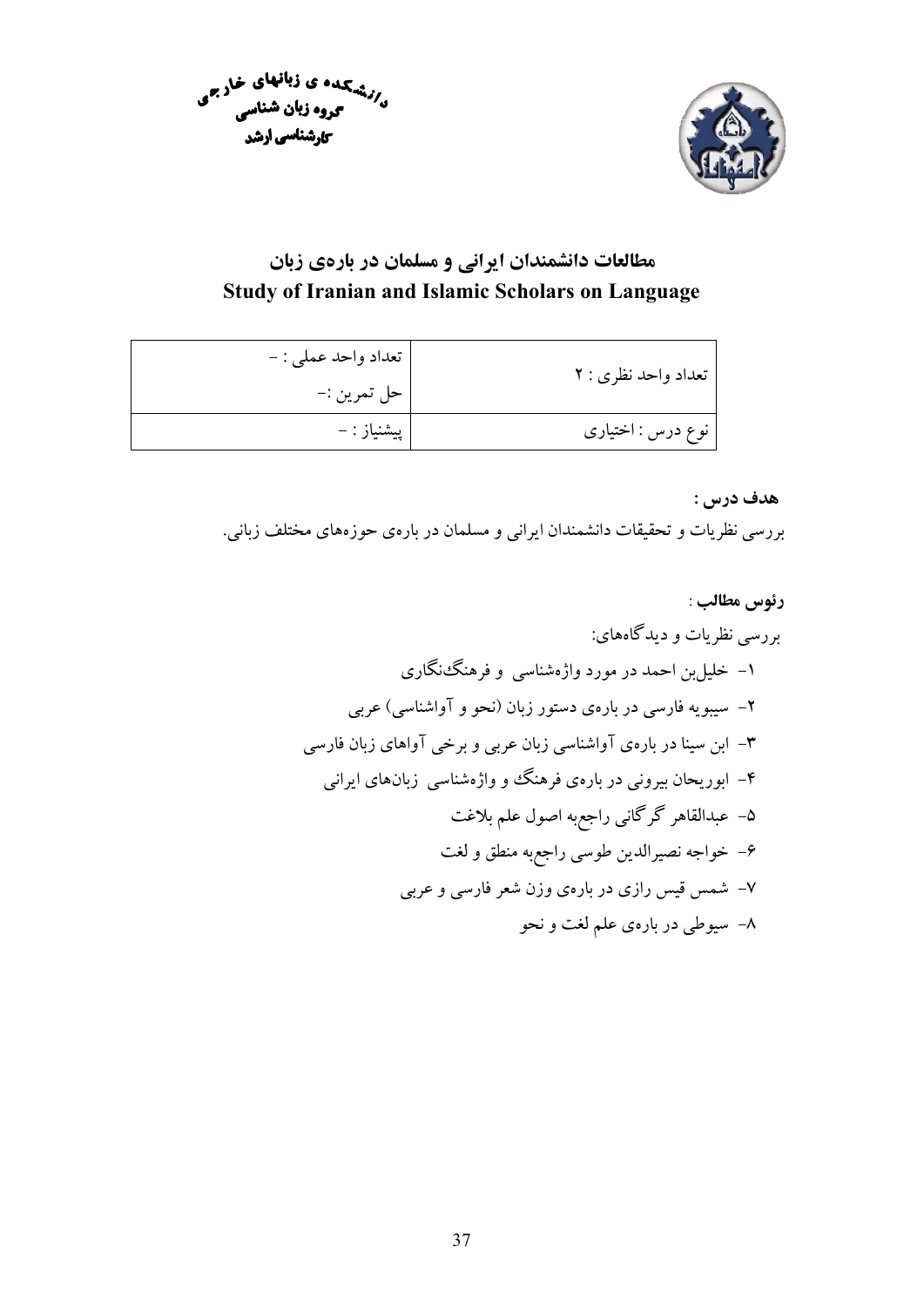دانشکده ی زبانهای خارجی
گروه زبان شناسی
کارشناسی ارشد

## مطالعات دانشمندان ایرانی و مسلمان در باره‌ی زبان
## Study of Iranian and Islamic Scholars on Language

| تعداد واحد نظری : ۲ | تعداد واحد عملی : – <br> حل تمرین :– |
|---|---|
| نوع درس : اختیاری | پیشنیاز : – |

**هدف درس :**

بررسی نظریات و تحقیقات دانشمندان ایرانی و مسلمان در باره‌ی حوزه‌های مختلف زبانی.

**رئوس مطالب** :

بررسی نظریات و دیدگاه‌های:

۱- خلیل‌بن احمد در مورد واژه‌شناسی و فرهنگ‌نگاری

۲- سیبویه فارسی در باره‌ی دستور زبان (نحو و آواشناسی) عربی

۳- ابن سینا در باره‌ی آواشناسی زبان عربی و برخی آواهای زبان فارسی

۴- ابوریحان بیرونی در باره‌ی فرهنگ و واژه‌شناسی زبان‌های ایرانی

۵- عبدالقاهر گرگانی راجع‌به اصول علم بلاغت

۶- خواجه نصیرالدین طوسی راجع‌به منطق و لغت

۷- شمس قیس رازی در باره‌ی وزن شعر فارسی و عربی

۸- سیوطی در باره‌ی علم لغت و نحو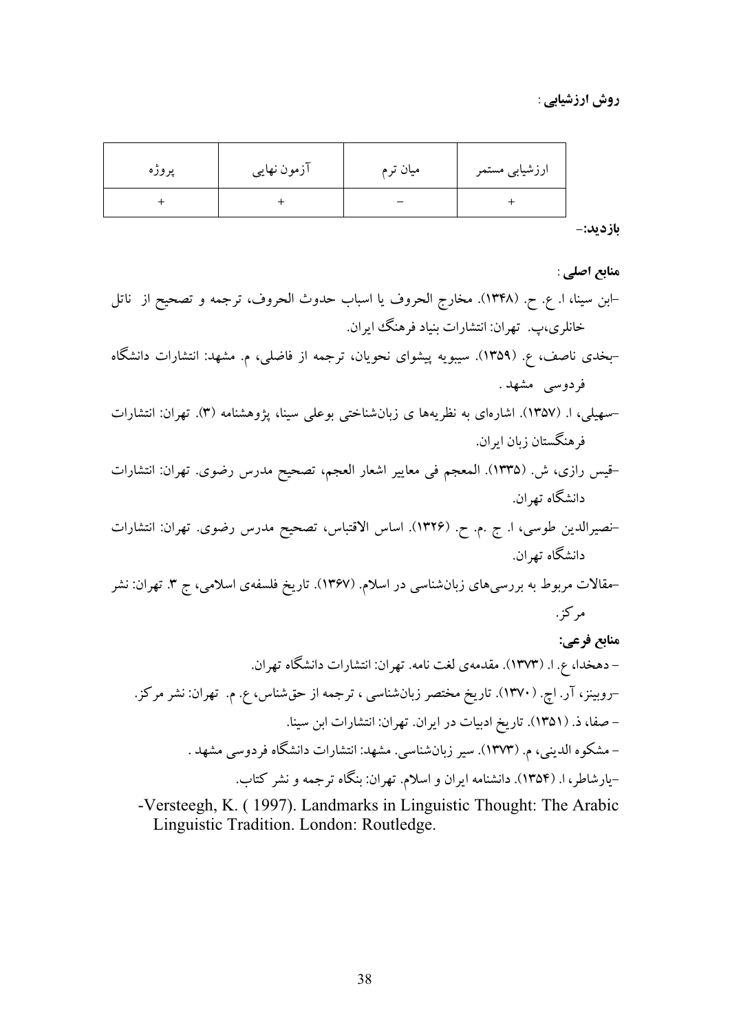**روش ارزشیابی** :

| ارزشیابی مستمر | میان ترم | آزمون نهایی | پروژه |
|---|---|---|---|
| + | − | + | + |

**بازدید:**-

**منابع اصلی** :

-ابن سینا، ا. ع. ح. (۱۳۴۸). مخارج الحروف یا اسباب حدوث الحروف، ترجمه و تصحیح از ناتل خانلری،پ. تهران: انتشارات بنیاد فرهنگ ایران.

-بخدی ناصف، ع. (۱۳۵۹). سیبویه پیشوای نحویان، ترجمه از فاضلی، م. مشهد: انتشارات دانشگاه فردوسی مشهد .

-سهیلی، ا. (۱۳۵۷). اشاره‌ای به نظریه‌ها ی زبان‌شناختی بوعلی سینا، پژوهشنامه (۳). تهران: انتشارات فرهنگستان زبان ایران.

-قیس رازی، ش. (۱۳۳۵). المعجم فی معاییر اشعار العجم، تصحیح مدرس رضوی. تهران: انتشارات دانشگاه تهران.

-نصیرالدین طوسی، ا. ج .م. ح. (۱۳۲۶). اساس الاقتباس، تصحیح مدرس رضوی. تهران: انتشارات دانشگاه تهران.

-مقالات مربوط به بررسی‌های زبان‌شناسی در اسلام. (۱۳۶۷). تاریخ فلسفه‌ی اسلامی، ج ۳. تهران: نشر مرکز.

**منابع فرعی:**

- دهخدا، ع. ا. (۱۳۷۳). مقدمه‌ی لغت نامه. تهران: انتشارات دانشگاه تهران.

-روبینز، آر. اچ. (۱۳۷۰). تاریخ مختصر زبان‌شناسی ، ترجمه از حق‌شناس، ع. م. تهران: نشر مرکز.

- صفا، ذ. (۱۳۵۱). تاریخ ادبیات در ایران. تهران: انتشارات ابن سینا.

- مشکوه الدینی، م. (۱۳۷۳). سیر زبان‌شناسی. مشهد: انتشارات دانشگاه فردوسی مشهد .

-یارشاطر، ا. (۱۳۵۴). دانشنامه ایران و اسلام. تهران: بنگاه ترجمه و نشر کتاب.

-Versteegh, K. ( 1997). Landmarks in Linguistic Thought: The Arabic Linguistic Tradition. London: Routledge.